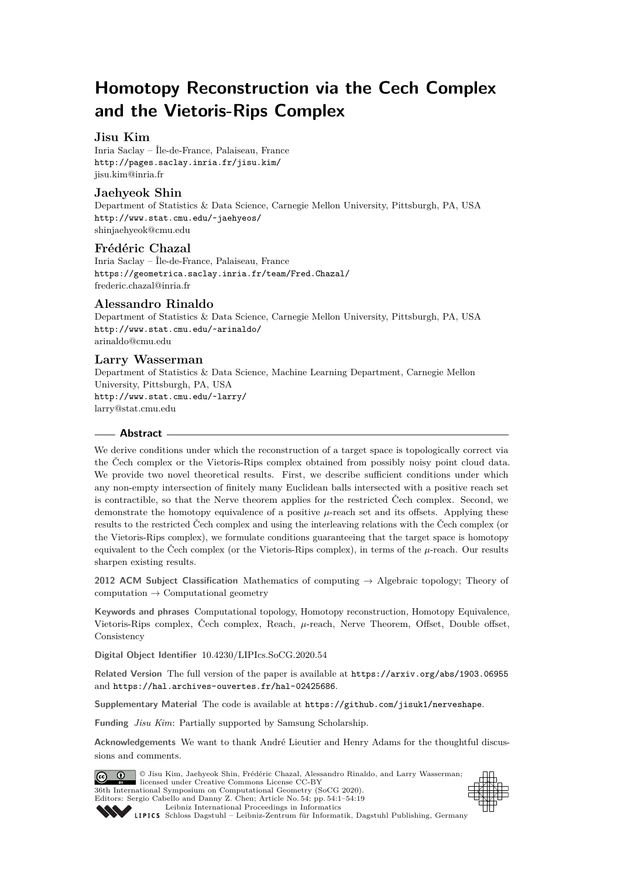# Homotopy Reconstruction via the Cech Complex and the Vietoris-Rips Complex

**Jisu Kim**

Inria Saclay – Île-de-France, Palaiseau, France
http://pages.saclay.inria.fr/jisu.kim/
jisu.kim@inria.fr

**Jaehyeok Shin**

Department of Statistics & Data Science, Carnegie Mellon University, Pittsburgh, PA, USA
http://www.stat.cmu.edu/~jaehyeos/
shinjaehyeok@cmu.edu

**Frédéric Chazal**

Inria Saclay – Île-de-France, Palaiseau, France
https://geometrica.saclay.inria.fr/team/Fred.Chazal/
frederic.chazal@inria.fr

**Alessandro Rinaldo**

Department of Statistics & Data Science, Carnegie Mellon University, Pittsburgh, PA, USA
http://www.stat.cmu.edu/~arinaldo/
arinaldo@cmu.edu

**Larry Wasserman**

Department of Statistics & Data Science, Machine Learning Department, Carnegie Mellon University, Pittsburgh, PA, USA
http://www.stat.cmu.edu/~larry/
larry@stat.cmu.edu

## Abstract

We derive conditions under which the reconstruction of a target space is topologically correct via the Čech complex or the Vietoris-Rips complex obtained from possibly noisy point cloud data. We provide two novel theoretical results. First, we describe sufficient conditions under which any non-empty intersection of finitely many Euclidean balls intersected with a positive reach set is contractible, so that the Nerve theorem applies for the restricted Čech complex. Second, we demonstrate the homotopy equivalence of a positive $\mu$-reach set and its offsets. Applying these results to the restricted Čech complex and using the interleaving relations with the Čech complex (or the Vietoris-Rips complex), we formulate conditions guaranteeing that the target space is homotopy equivalent to the Čech complex (or the Vietoris-Rips complex), in terms of the $\mu$-reach. Our results sharpen existing results.

**2012 ACM Subject Classification** Mathematics of computing → Algebraic topology; Theory of computation → Computational geometry

**Keywords and phrases** Computational topology, Homotopy reconstruction, Homotopy Equivalence, Vietoris-Rips complex, Čech complex, Reach, $\mu$-reach, Nerve Theorem, Offset, Double offset, Consistency

**Digital Object Identifier** 10.4230/LIPIcs.SoCG.2020.54

**Related Version** The full version of the paper is available at https://arxiv.org/abs/1903.06955 and https://hal.archives-ouvertes.fr/hal-02425686.

**Supplementary Material** The code is available at https://github.com/jisuk1/nerveshape.

**Funding** *Jisu Kim*: Partially supported by Samsung Scholarship.

**Acknowledgements** We want to thank André Lieutier and Henry Adams for the thoughtful discussions and comments.

© Jisu Kim, Jaehyeok Shin, Frédéric Chazal, Alessandro Rinaldo, and Larry Wasserman; licensed under Creative Commons License CC-BY
36th International Symposium on Computational Geometry (SoCG 2020).
Editors: Sergio Cabello and Danny Z. Chen; Article No. 54; pp. 54:1–54:19
Leibniz International Proceedings in Informatics
Schloss Dagstuhl – Leibniz-Zentrum für Informatik, Dagstuhl Publishing, Germany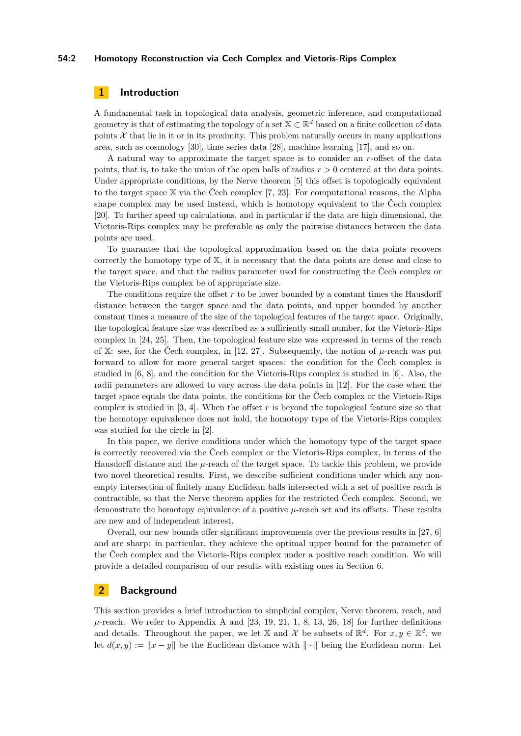## 1 Introduction

A fundamental task in topological data analysis, geometric inference, and computational geometry is that of estimating the topology of a set $\mathbb{X} \subset \mathbb{R}^d$ based on a finite collection of data points $\mathcal{X}$ that lie in it or in its proximity. This problem naturally occurs in many applications area, such as cosmology [30], time series data [28], machine learning [17], and so on.

A natural way to approximate the target space is to consider an $r$-offset of the data points, that is, to take the union of the open balls of radius $r > 0$ centered at the data points. Under appropriate conditions, by the Nerve theorem [5] this offset is topologically equivalent to the target space $\mathbb{X}$ via the Čech complex [7, 23]. For computational reasons, the Alpha shape complex may be used instead, which is homotopy equivalent to the Čech complex [20]. To further speed up calculations, and in particular if the data are high dimensional, the Vietoris-Rips complex may be preferable as only the pairwise distances between the data points are used.

To guarantee that the topological approximation based on the data points recovers correctly the homotopy type of $\mathbb{X}$, it is necessary that the data points are dense and close to the target space, and that the radius parameter used for constructing the Čech complex or the Vietoris-Rips complex be of appropriate size.

The conditions require the offset $r$ to be lower bounded by a constant times the Hausdorff distance between the target space and the data points, and upper bounded by another constant times a measure of the size of the topological features of the target space. Originally, the topological feature size was described as a sufficiently small number, for the Vietoris-Rips complex in [24, 25]. Then, the topological feature size was expressed in terms of the reach of $\mathbb{X}$: see, for the Čech complex, in [12, 27]. Subsequently, the notion of $\mu$-reach was put forward to allow for more general target spaces: the condition for the Čech complex is studied in [6, 8], and the condition for the Vietoris-Rips complex is studied in [6]. Also, the radii parameters are allowed to vary across the data points in [12]. For the case when the target space equals the data points, the conditions for the Čech complex or the Vietoris-Rips complex is studied in [3, 4]. When the offset $r$ is beyond the topological feature size so that the homotopy equivalence does not hold, the homotopy type of the Vietoris-Rips complex was studied for the circle in [2].

In this paper, we derive conditions under which the homotopy type of the target space is correctly recovered via the Čech complex or the Vietoris-Rips complex, in terms of the Hausdorff distance and the $\mu$-reach of the target space. To tackle this problem, we provide two novel theoretical results. First, we describe sufficient conditions under which any non-empty intersection of finitely many Euclidean balls intersected with a set of positive reach is contractible, so that the Nerve theorem applies for the restricted Čech complex. Second, we demonstrate the homotopy equivalence of a positive $\mu$-reach set and its offsets. These results are new and of independent interest.

Overall, our new bounds offer significant improvements over the previous results in [27, 6] and are sharp: in particular, they achieve the optimal upper bound for the parameter of the Čech complex and the Vietoris-Rips complex under a positive reach condition. We will provide a detailed comparison of our results with existing ones in Section 6.

## 2 Background

This section provides a brief introduction to simplicial complex, Nerve theorem, reach, and $\mu$-reach. We refer to Appendix A and [23, 19, 21, 1, 8, 13, 26, 18] for further definitions and details. Throughout the paper, we let $\mathbb{X}$ and $\mathcal{X}$ be subsets of $\mathbb{R}^d$. For $x, y \in \mathbb{R}^d$, we let $d(x, y) := \|x - y\|$ be the Euclidean distance with $\|\cdot\|$ being the Euclidean norm. Let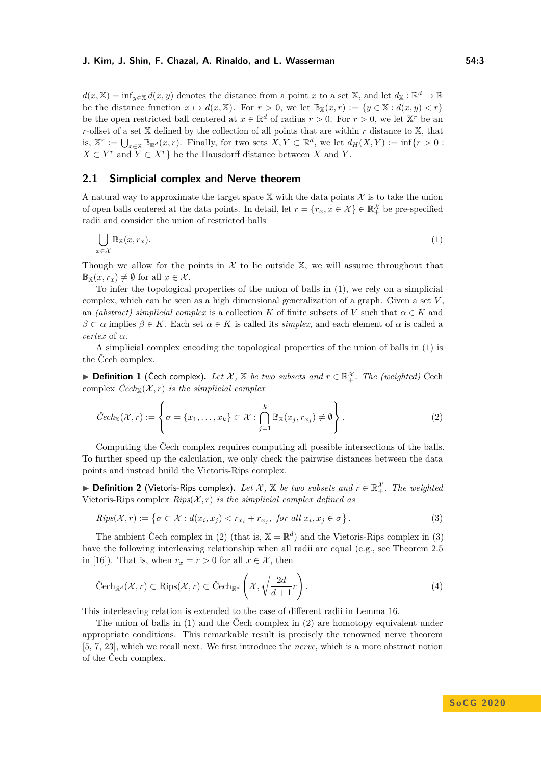$d(x, \mathbb{X}) = \inf_{y \in \mathbb{X}} d(x, y)$ denotes the distance from a point $x$ to a set $\mathbb{X}$, and let $d_{\mathbb{X}} : \mathbb{R}^d \to \mathbb{R}$ be the distance function $x \mapsto d(x, \mathbb{X})$. For $r > 0$, we let $\mathbb{B}_{\mathbb{X}}(x, r) := \{y \in \mathbb{X} : d(x, y) < r\}$ be the open restricted ball centered at $x \in \mathbb{R}^d$ of radius $r > 0$. For $r > 0$, we let $\mathbb{X}^r$ be an $r$-offset of a set $\mathbb{X}$ defined by the collection of all points that are within $r$ distance to $\mathbb{X}$, that is, $\mathbb{X}^r := \bigcup_{x \in \mathbb{X}} \mathbb{B}_{\mathbb{R}^d}(x, r)$. Finally, for two sets $X, Y \subset \mathbb{R}^d$, we let $d_H(X, Y) := \inf\{r > 0 : X \subset Y^r \text{ and } Y \subset X^r\}$ be the Hausdorff distance between $X$ and $Y$.

## 2.1 Simplicial complex and Nerve theorem

A natural way to approximate the target space $\mathbb{X}$ with the data points $\mathcal{X}$ is to take the union of open balls centered at the data points. In detail, let $r = \{r_x, x \in \mathcal{X}\} \in \mathbb{R}_+^{\mathcal{X}}$ be pre-specified radii and consider the union of restricted balls

$$\bigcup_{x \in \mathcal{X}} \mathbb{B}_{\mathbb{X}}(x, r_x). \tag{1}$$

Though we allow for the points in $\mathcal{X}$ to lie outside $\mathbb{X}$, we will assume throughout that $\mathbb{B}_{\mathbb{X}}(x, r_x) \neq \emptyset$ for all $x \in \mathcal{X}$.

To infer the topological properties of the union of balls in (1), we rely on a simplicial complex, which can be seen as a high dimensional generalization of a graph. Given a set $V$, an *(abstract) simplicial complex* is a collection $K$ of finite subsets of $V$ such that $\alpha \in K$ and $\beta \subset \alpha$ implies $\beta \in K$. Each set $\alpha \in K$ is called its *simplex*, and each element of $\alpha$ is called a *vertex* of $\alpha$.

A simplicial complex encoding the topological properties of the union of balls in (1) is the Čech complex.

▶ **Definition 1** (Čech complex). *Let $\mathcal{X}$, $\mathbb{X}$ be two subsets and $r \in \mathbb{R}_+^{\mathcal{X}}$. The (weighted)* Čech complex *$\check{C}ech_{\mathbb{X}}(\mathcal{X}, r)$ is the simplicial complex*

$$\check{C}ech_{\mathbb{X}}(\mathcal{X}, r) := \left\{ \sigma = \{x_1, \ldots, x_k\} \subset \mathcal{X} : \bigcap_{j=1}^{k} \mathbb{B}_{\mathbb{X}}(x_j, r_{x_j}) \neq \emptyset \right\}. \tag{2}$$

Computing the Čech complex requires computing all possible intersections of the balls. To further speed up the calculation, we only check the pairwise distances between the data points and instead build the Vietoris-Rips complex.

▶ **Definition 2** (Vietoris-Rips complex). *Let $\mathcal{X}$, $\mathbb{X}$ be two subsets and $r \in \mathbb{R}_+^{\mathcal{X}}$. The weighted* Vietoris-Rips complex *$Rips(\mathcal{X}, r)$ is the simplicial complex defined as*

$$Rips(\mathcal{X}, r) := \left\{ \sigma \subset \mathcal{X} : d(x_i, x_j) < r_{x_i} + r_{x_j}, \text{ for all } x_i, x_j \in \sigma \right\}. \tag{3}$$

The ambient Čech complex in (2) (that is, $\mathbb{X} = \mathbb{R}^d$) and the Vietoris-Rips complex in (3) have the following interleaving relationship when all radii are equal (e.g., see Theorem 2.5 in [16]). That is, when $r_x = r > 0$ for all $x \in \mathcal{X}$, then

$$\check{\mathrm{C}}\mathrm{ech}_{\mathbb{R}^d}(\mathcal{X}, r) \subset \mathrm{Rips}(\mathcal{X}, r) \subset \check{\mathrm{C}}\mathrm{ech}_{\mathbb{R}^d}\left(\mathcal{X}, \sqrt{\frac{2d}{d+1}} r\right). \tag{4}$$

This interleaving relation is extended to the case of different radii in Lemma 16.

The union of balls in (1) and the Čech complex in (2) are homotopy equivalent under appropriate conditions. This remarkable result is precisely the renowned nerve theorem [5, 7, 23], which we recall next. We first introduce the *nerve*, which is a more abstract notion of the Čech complex.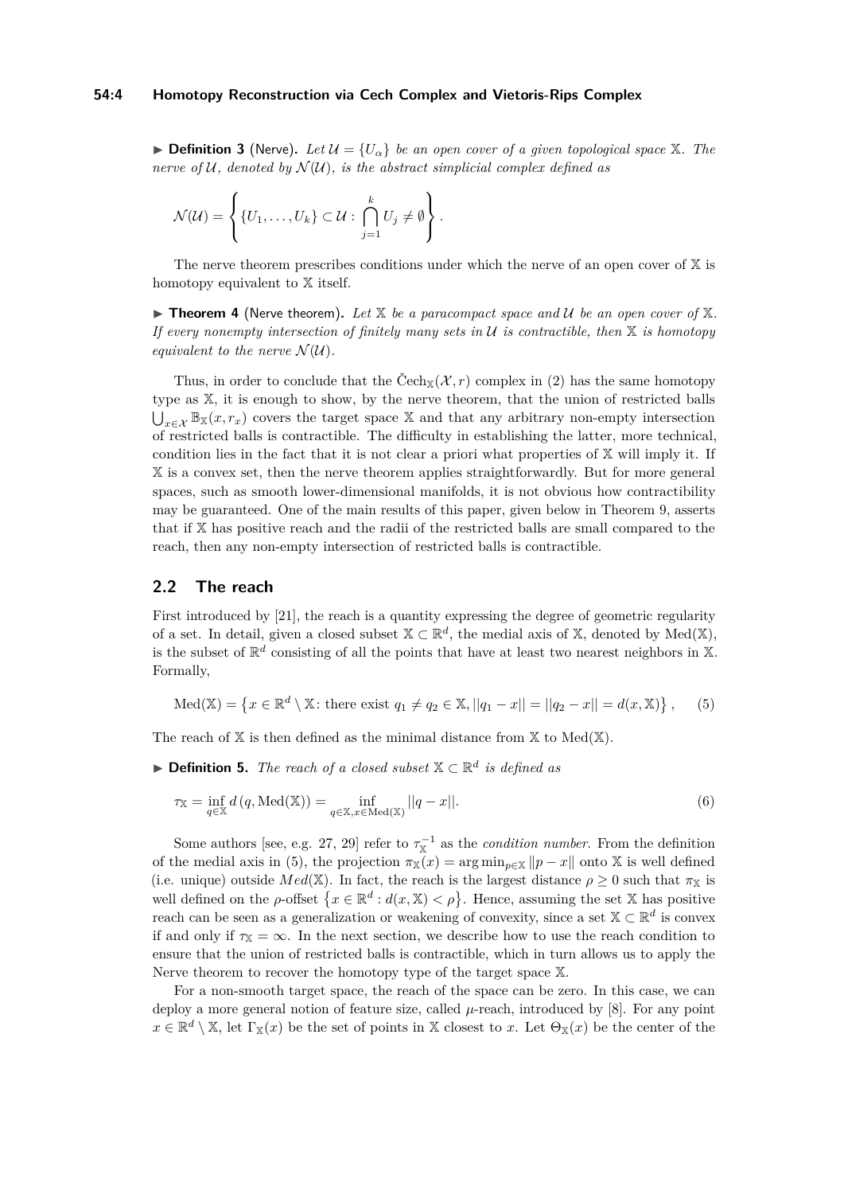▶ **Definition 3** (Nerve). *Let $\mathcal{U} = \{U_\alpha\}$ be an open cover of a given topological space $\mathbb{X}$. The nerve of $\mathcal{U}$, denoted by $\mathcal{N}(\mathcal{U})$, is the abstract simplicial complex defined as*

$$\mathcal{N}(\mathcal{U}) = \left\{ \{U_1, \ldots, U_k\} \subset \mathcal{U} : \bigcap_{j=1}^{k} U_j \neq \emptyset \right\}.$$

The nerve theorem prescribes conditions under which the nerve of an open cover of $\mathbb{X}$ is homotopy equivalent to $\mathbb{X}$ itself.

▶ **Theorem 4** (Nerve theorem). *Let $\mathbb{X}$ be a paracompact space and $\mathcal{U}$ be an open cover of $\mathbb{X}$. If every nonempty intersection of finitely many sets in $\mathcal{U}$ is contractible, then $\mathbb{X}$ is homotopy equivalent to the nerve $\mathcal{N}(\mathcal{U})$.*

Thus, in order to conclude that the $\check{\mathrm{C}}\mathrm{ech}_{\mathbb{X}}(\mathcal{X}, r)$ complex in (2) has the same homotopy type as $\mathbb{X}$, it is enough to show, by the nerve theorem, that the union of restricted balls $\bigcup_{x \in \mathcal{X}} \mathbb{B}_{\mathbb{X}}(x, r_x)$ covers the target space $\mathbb{X}$ and that any arbitrary non-empty intersection of restricted balls is contractible. The difficulty in establishing the latter, more technical, condition lies in the fact that it is not clear a priori what properties of $\mathbb{X}$ will imply it. If $\mathbb{X}$ is a convex set, then the nerve theorem applies straightforwardly. But for more general spaces, such as smooth lower-dimensional manifolds, it is not obvious how contractibility may be guaranteed. One of the main results of this paper, given below in Theorem 9, asserts that if $\mathbb{X}$ has positive reach and the radii of the restricted balls are small compared to the reach, then any non-empty intersection of restricted balls is contractible.

## 2.2 The reach

First introduced by [21], the reach is a quantity expressing the degree of geometric regularity of a set. In detail, given a closed subset $\mathbb{X} \subset \mathbb{R}^d$, the medial axis of $\mathbb{X}$, denoted by $\mathrm{Med}(\mathbb{X})$, is the subset of $\mathbb{R}^d$ consisting of all the points that have at least two nearest neighbors in $\mathbb{X}$. Formally,

$$\mathrm{Med}(\mathbb{X}) = \left\{ x \in \mathbb{R}^d \setminus \mathbb{X} \colon \text{there exist } q_1 \neq q_2 \in \mathbb{X}, ||q_1 - x|| = ||q_2 - x|| = d(x, \mathbb{X}) \right\}, \quad (5)$$

The reach of $\mathbb{X}$ is then defined as the minimal distance from $\mathbb{X}$ to $\mathrm{Med}(\mathbb{X})$.

▶ **Definition 5.** *The reach of a closed subset $\mathbb{X} \subset \mathbb{R}^d$ is defined as*

$$\tau_{\mathbb{X}} = \inf_{q \in \mathbb{X}} d\left(q, \mathrm{Med}(\mathbb{X})\right) = \inf_{q \in \mathbb{X}, x \in \mathrm{Med}(\mathbb{X})} ||q - x||. \quad (6)$$

Some authors [see, e.g. 27, 29] refer to $\tau_{\mathbb{X}}^{-1}$ as the *condition number*. From the definition of the medial axis in (5), the projection $\pi_{\mathbb{X}}(x) = \arg\min_{p \in \mathbb{X}} \|p - x\|$ onto $\mathbb{X}$ is well defined (i.e. unique) outside $Med(\mathbb{X})$. In fact, the reach is the largest distance $\rho \geq 0$ such that $\pi_{\mathbb{X}}$ is well defined on the $\rho$-offset $\left\{ x \in \mathbb{R}^d : d(x, \mathbb{X}) < \rho \right\}$. Hence, assuming the set $\mathbb{X}$ has positive reach can be seen as a generalization or weakening of convexity, since a set $\mathbb{X} \subset \mathbb{R}^d$ is convex if and only if $\tau_{\mathbb{X}} = \infty$. In the next section, we describe how to use the reach condition to ensure that the union of restricted balls is contractible, which in turn allows us to apply the Nerve theorem to recover the homotopy type of the target space $\mathbb{X}$.

For a non-smooth target space, the reach of the space can be zero. In this case, we can deploy a more general notion of feature size, called $\mu$-reach, introduced by [8]. For any point $x \in \mathbb{R}^d \setminus \mathbb{X}$, let $\Gamma_{\mathbb{X}}(x)$ be the set of points in $\mathbb{X}$ closest to $x$. Let $\Theta_{\mathbb{X}}(x)$ be the center of the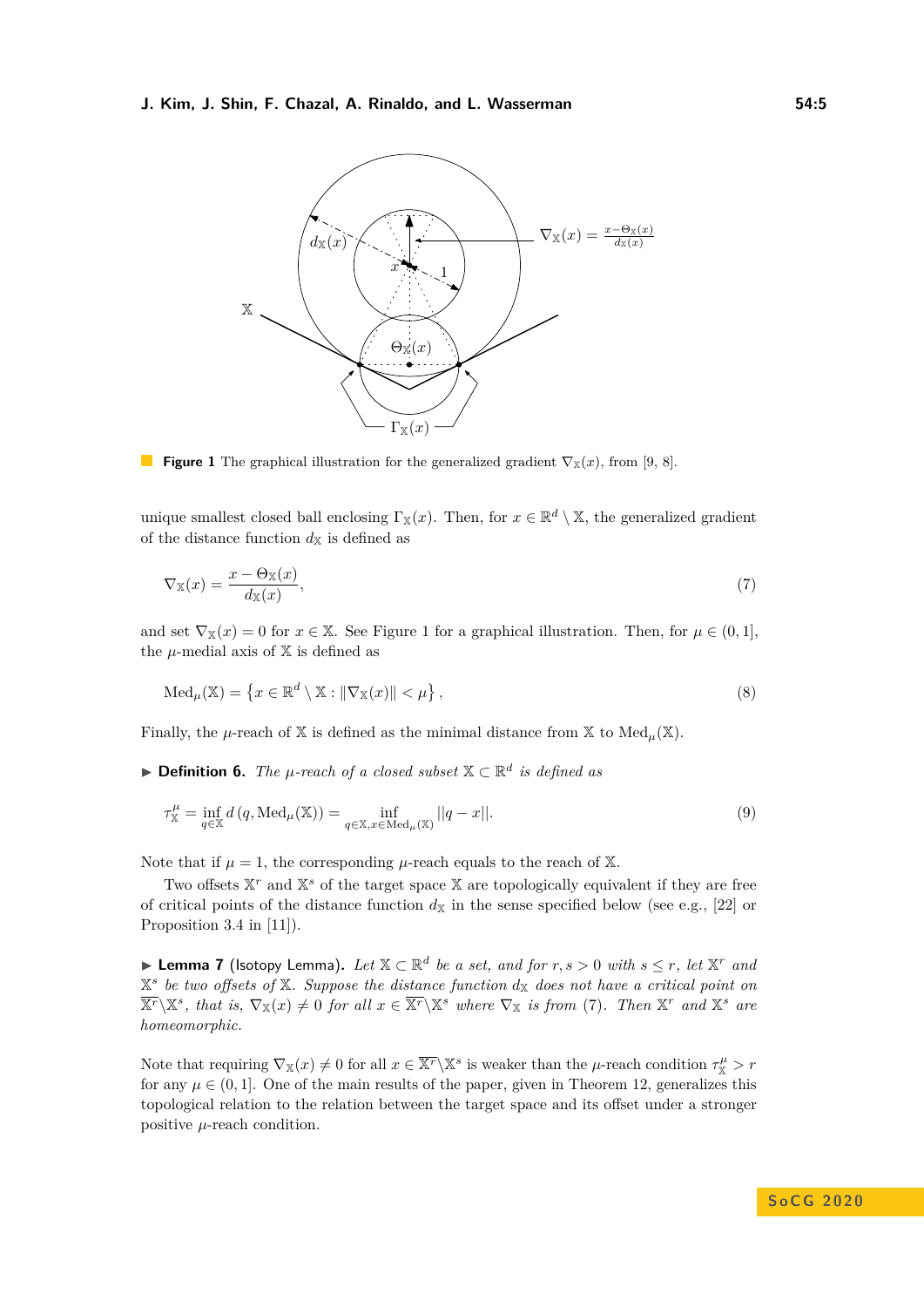$d_{\mathbb{X}}(x)$

$\nabla_{\mathbb{X}}(x) = \frac{x - \Theta_{\mathbb{X}}(x)}{d_{\mathbb{X}}(x)}$

$x$

1

$\mathbb{X}$

$\Theta_{\mathbb{X}}(x)$

$\Gamma_{\mathbb{X}}(x)$

**Figure 1** The graphical illustration for the generalized gradient $\nabla_{\mathbb{X}}(x)$, from [9, 8].

unique smallest closed ball enclosing $\Gamma_{\mathbb{X}}(x)$. Then, for $x \in \mathbb{R}^d \setminus \mathbb{X}$, the generalized gradient of the distance function $d_{\mathbb{X}}$ is defined as

$$\nabla_{\mathbb{X}}(x) = \frac{x - \Theta_{\mathbb{X}}(x)}{d_{\mathbb{X}}(x)}, \tag{7}$$

and set $\nabla_{\mathbb{X}}(x) = 0$ for $x \in \mathbb{X}$. See Figure 1 for a graphical illustration. Then, for $\mu \in (0, 1]$, the $\mu$-medial axis of $\mathbb{X}$ is defined as

$$\mathrm{Med}_{\mu}(\mathbb{X}) = \left\{ x \in \mathbb{R}^d \setminus \mathbb{X} : \|\nabla_{\mathbb{X}}(x)\| < \mu \right\}, \tag{8}$$

Finally, the $\mu$-reach of $\mathbb{X}$ is defined as the minimal distance from $\mathbb{X}$ to $\mathrm{Med}_{\mu}(\mathbb{X})$.

▶ **Definition 6.** *The $\mu$-reach of a closed subset $\mathbb{X} \subset \mathbb{R}^d$ is defined as*

$$\tau_{\mathbb{X}}^{\mu} = \inf_{q \in \mathbb{X}} d\left(q, \mathrm{Med}_{\mu}(\mathbb{X})\right) = \inf_{q \in \mathbb{X}, x \in \mathrm{Med}_{\mu}(\mathbb{X})} ||q - x||. \tag{9}$$

Note that if $\mu = 1$, the corresponding $\mu$-reach equals to the reach of $\mathbb{X}$.

Two offsets $\mathbb{X}^r$ and $\mathbb{X}^s$ of the target space $\mathbb{X}$ are topologically equivalent if they are free of critical points of the distance function $d_{\mathbb{X}}$ in the sense specified below (see e.g., [22] or Proposition 3.4 in [11]).

▶ **Lemma 7** (Isotopy Lemma). *Let $\mathbb{X} \subset \mathbb{R}^d$ be a set, and for $r, s > 0$ with $s \leq r$, let $\mathbb{X}^r$ and $\mathbb{X}^s$ be two offsets of $\mathbb{X}$. Suppose the distance function $d_{\mathbb{X}}$ does not have a critical point on $\overline{\mathbb{X}^r} \backslash \mathbb{X}^s$, that is, $\nabla_{\mathbb{X}}(x) \neq 0$ for all $x \in \overline{\mathbb{X}^r} \backslash \mathbb{X}^s$ where $\nabla_{\mathbb{X}}$ is from (7). Then $\mathbb{X}^r$ and $\mathbb{X}^s$ are homeomorphic.*

Note that requiring $\nabla_{\mathbb{X}}(x) \neq 0$ for all $x \in \overline{\mathbb{X}^r} \backslash \mathbb{X}^s$ is weaker than the $\mu$-reach condition $\tau_{\mathbb{X}}^{\mu} > r$ for any $\mu \in (0, 1]$. One of the main results of the paper, given in Theorem 12, generalizes this topological relation to the relation between the target space and its offset under a stronger positive $\mu$-reach condition.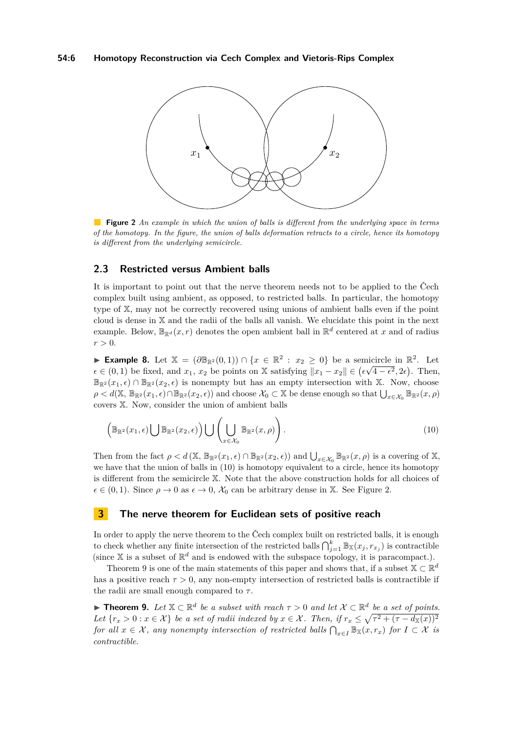$x_1$

$x_2$

**Figure 2** *An example in which the union of balls is different from the underlying space in terms of the homotopy. In the figure, the union of balls deformation retracts to a circle, hence its homotopy is different from the underlying semicircle.*

## 2.3 Restricted versus Ambient balls

It is important to point out that the nerve theorem needs not to be applied to the Čech complex built using ambient, as opposed, to restricted balls. In particular, the homotopy type of $\mathbb{X}$, may not be correctly recovered using unions of ambient balls even if the point cloud is dense in $\mathbb{X}$ and the radii of the balls all vanish. We elucidate this point in the next example. Below, $\mathbb{B}_{\mathbb{R}^d}(x, r)$ denotes the open ambient ball in $\mathbb{R}^d$ centered at $x$ and of radius $r > 0$.

▶ **Example 8.** Let $\mathbb{X} = (\partial \mathbb{B}_{\mathbb{R}^2}(0, 1)) \cap \{x \in \mathbb{R}^2 : x_2 \geq 0\}$ be a semicircle in $\mathbb{R}^2$. Let $\epsilon \in (0, 1)$ be fixed, and $x_1$, $x_2$ be points on $\mathbb{X}$ satisfying $\|x_1 - x_2\| \in \left(\epsilon\sqrt{4 - \epsilon^2}, 2\epsilon\right)$. Then, $\mathbb{B}_{\mathbb{R}^2}(x_1, \epsilon) \cap \mathbb{B}_{\mathbb{R}^2}(x_2, \epsilon)$ is nonempty but has an empty intersection with $\mathbb{X}$. Now, choose $\rho < d(\mathbb{X}, \mathbb{B}_{\mathbb{R}^2}(x_1, \epsilon) \cap \mathbb{B}_{\mathbb{R}^2}(x_2, \epsilon))$ and choose $\mathcal{X}_0 \subset \mathbb{X}$ be dense enough so that $\bigcup_{x \in \mathcal{X}_0} \mathbb{B}_{\mathbb{R}^2}(x, \rho)$ covers $\mathbb{X}$. Now, consider the union of ambient balls

$$\left(\mathbb{B}_{\mathbb{R}^2}(x_1, \epsilon) \bigcup \mathbb{B}_{\mathbb{R}^2}(x_2, \epsilon)\right) \bigcup \left(\bigcup_{x \in \mathcal{X}_0} \mathbb{B}_{\mathbb{R}^2}(x, \rho)\right). \tag{10}$$

Then from the fact $\rho < d\left(\mathbb{X}, \mathbb{B}_{\mathbb{R}^2}(x_1, \epsilon) \cap \mathbb{B}_{\mathbb{R}^2}(x_2, \epsilon)\right)$ and $\bigcup_{x \in \mathcal{X}_0} \mathbb{B}_{\mathbb{R}^2}(x, \rho)$ is a covering of $\mathbb{X}$, we have that the union of balls in (10) is homotopy equivalent to a circle, hence its homotopy is different from the semicircle $\mathbb{X}$. Note that the above construction holds for all choices of $\epsilon \in (0, 1)$. Since $\rho \to 0$ as $\epsilon \to 0$, $\mathcal{X}_0$ can be arbitrary dense in $\mathbb{X}$. See Figure 2.

# 3 The nerve theorem for Euclidean sets of positive reach

In order to apply the nerve theorem to the Čech complex built on restricted balls, it is enough to check whether any finite intersection of the restricted balls $\bigcap_{j=1}^{k} \mathbb{B}_{\mathbb{X}}(x_j, r_{x_j})$ is contractible (since $\mathbb{X}$ is a subset of $\mathbb{R}^d$ and is endowed with the subspace topology, it is paracompact.).

Theorem 9 is one of the main statements of this paper and shows that, if a subset $\mathbb{X} \subset \mathbb{R}^d$ has a positive reach $\tau > 0$, any non-empty intersection of restricted balls is contractible if the radii are small enough compared to $\tau$.

▶ **Theorem 9.** *Let $\mathbb{X} \subset \mathbb{R}^d$ be a subset with reach $\tau > 0$ and let $\mathcal{X} \subset \mathbb{R}^d$ be a set of points. Let $\{r_x > 0 : x \in \mathcal{X}\}$ be a set of radii indexed by $x \in \mathcal{X}$. Then, if $r_x \leq \sqrt{\tau^2 + (\tau - d_{\mathbb{X}}(x))^2}$ for all $x \in \mathcal{X}$, any nonempty intersection of restricted balls $\bigcap_{x \in I} \mathbb{B}_{\mathbb{X}}(x, r_x)$ for $I \subset \mathcal{X}$ is contractible.*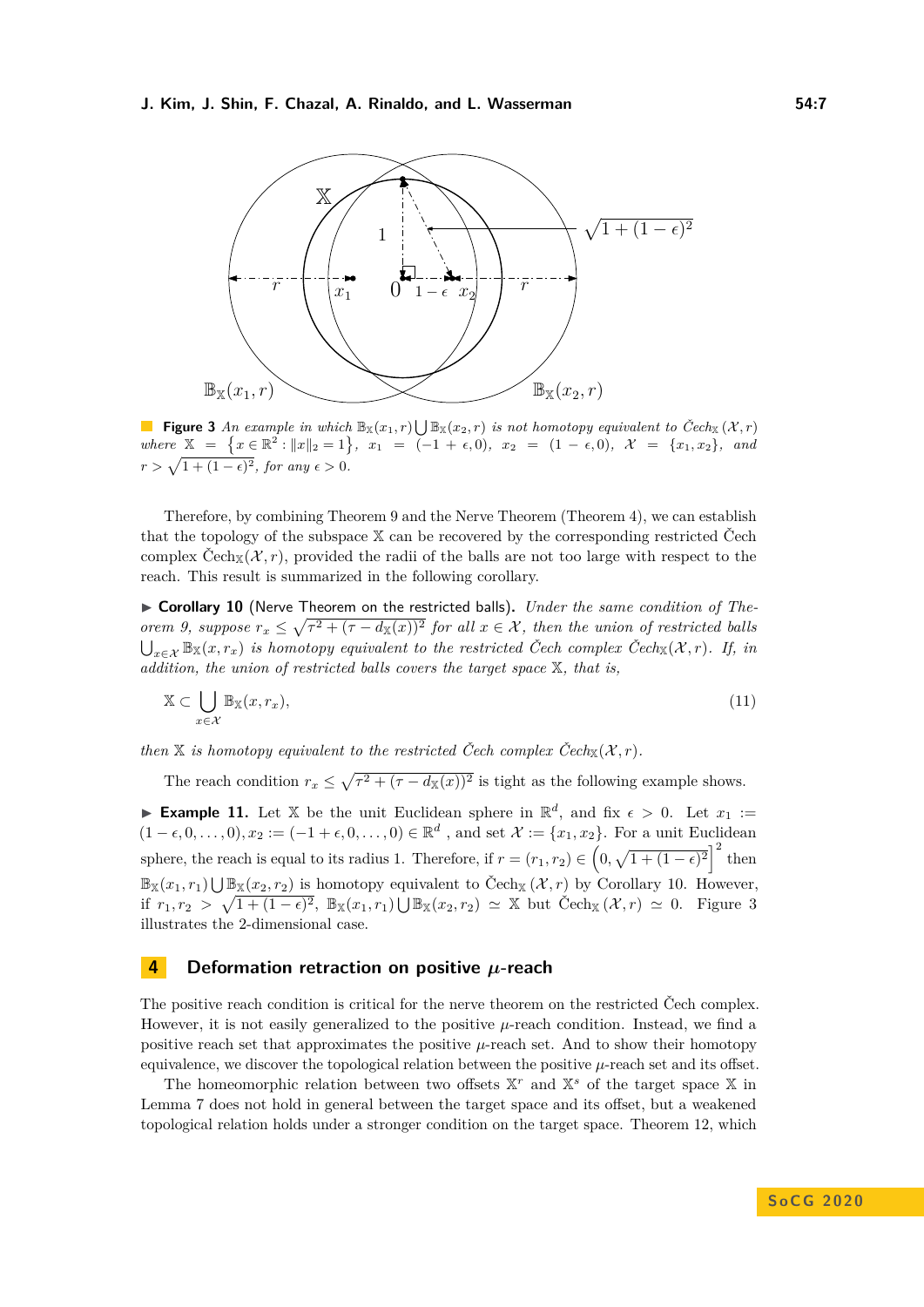$\mathbb{X}$

1

$\sqrt{1+(1-\epsilon)^2}$

$r$

$x_1$

$0$

$1-\epsilon$

$x_2$

$r$

$\mathbb{B}_{\mathbb{X}}(x_1, r)$

$\mathbb{B}_{\mathbb{X}}(x_2, r)$

**Figure 3** *An example in which* $\mathbb{B}_{\mathbb{X}}(x_1, r) \bigcup \mathbb{B}_{\mathbb{X}}(x_2, r)$ *is not homotopy equivalent to* $\check{C}ech_{\mathbb{X}}(\mathcal{X}, r)$ *where* $\mathbb{X} = \left\{x \in \mathbb{R}^2 : \|x\|_2 = 1\right\}$, $x_1 = (-1+\epsilon, 0)$, $x_2 = (1-\epsilon, 0)$, $\mathcal{X} = \{x_1, x_2\}$, *and* $r > \sqrt{1+(1-\epsilon)^2}$, *for any* $\epsilon > 0$.

Therefore, by combining Theorem 9 and the Nerve Theorem (Theorem 4), we can establish that the topology of the subspace $\mathbb{X}$ can be recovered by the corresponding restricted Čech complex $\check{C}ech_{\mathbb{X}}(\mathcal{X}, r)$, provided the radii of the balls are not too large with respect to the reach. This result is summarized in the following corollary.

▶ **Corollary 10** (Nerve Theorem on the restricted balls). *Under the same condition of Theorem 9, suppose* $r_x \leq \sqrt{\tau^2 + (\tau - d_{\mathbb{X}}(x))^2}$ *for all* $x \in \mathcal{X}$, *then the union of restricted balls* $\bigcup_{x\in\mathcal{X}} \mathbb{B}_{\mathbb{X}}(x, r_x)$ *is homotopy equivalent to the restricted Čech complex* $\check{C}ech_{\mathbb{X}}(\mathcal{X}, r)$. *If, in addition, the union of restricted balls covers the target space* $\mathbb{X}$, *that is,*

$$\mathbb{X} \subset \bigcup_{x\in\mathcal{X}} \mathbb{B}_{\mathbb{X}}(x, r_x), \tag{11}$$

*then* $\mathbb{X}$ *is homotopy equivalent to the restricted Čech complex* $\check{C}ech_{\mathbb{X}}(\mathcal{X}, r)$.

The reach condition $r_x \leq \sqrt{\tau^2 + (\tau - d_{\mathbb{X}}(x))^2}$ is tight as the following example shows.

▶ **Example 11.** Let $\mathbb{X}$ be the unit Euclidean sphere in $\mathbb{R}^d$, and fix $\epsilon > 0$. Let $x_1 := (1-\epsilon, 0, \ldots, 0), x_2 := (-1+\epsilon, 0, \ldots, 0) \in \mathbb{R}^d$ , and set $\mathcal{X} := \{x_1, x_2\}$. For a unit Euclidean sphere, the reach is equal to its radius 1. Therefore, if $r = (r_1, r_2) \in \left(0, \sqrt{1+(1-\epsilon)^2}\right]^2$ then $\mathbb{B}_{\mathbb{X}}(x_1, r_1) \bigcup \mathbb{B}_{\mathbb{X}}(x_2, r_2)$ is homotopy equivalent to $\check{C}ech_{\mathbb{X}}(\mathcal{X}, r)$ by Corollary 10. However, if $r_1, r_2 > \sqrt{1+(1-\epsilon)^2}$, $\mathbb{B}_{\mathbb{X}}(x_1, r_1) \bigcup \mathbb{B}_{\mathbb{X}}(x_2, r_2) \simeq \mathbb{X}$ but $\check{C}ech_{\mathbb{X}}(\mathcal{X}, r) \simeq 0$. Figure 3 illustrates the 2-dimensional case.

## 4 Deformation retraction on positive $\mu$-reach

The positive reach condition is critical for the nerve theorem on the restricted Čech complex. However, it is not easily generalized to the positive $\mu$-reach condition. Instead, we find a positive reach set that approximates the positive $\mu$-reach set. And to show their homotopy equivalence, we discover the topological relation between the positive $\mu$-reach set and its offset.

The homeomorphic relation between two offsets $\mathbb{X}^r$ and $\mathbb{X}^s$ of the target space $\mathbb{X}$ in Lemma 7 does not hold in general between the target space and its offset, but a weakened topological relation holds under a stronger condition on the target space. Theorem 12, which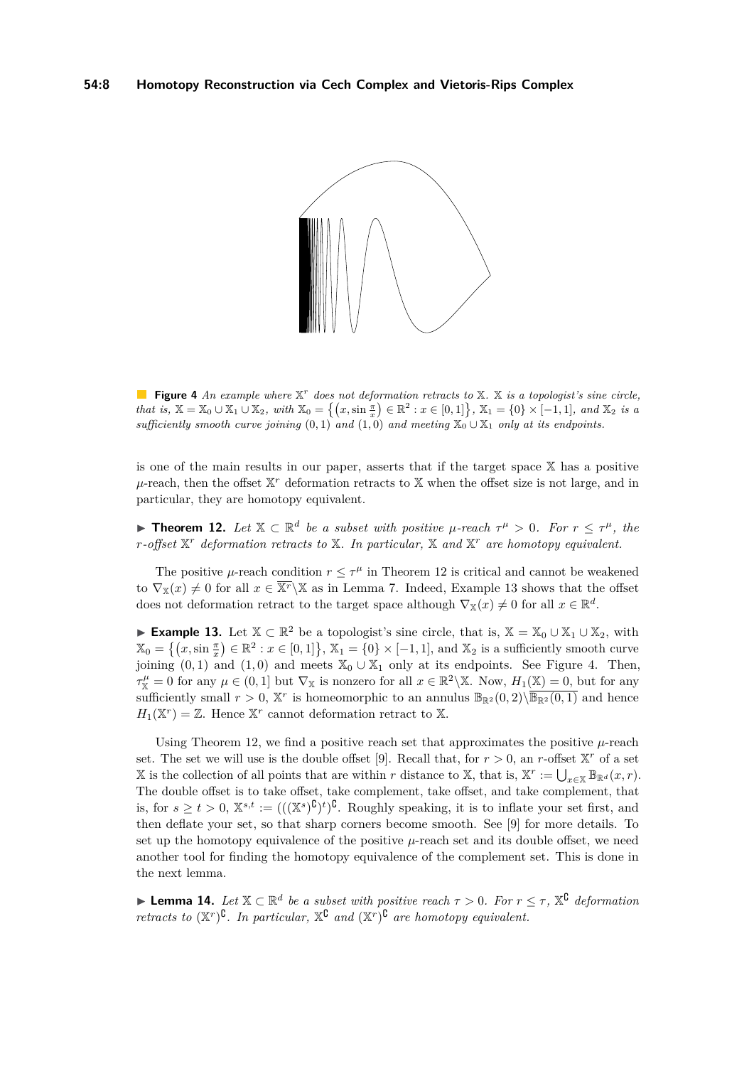**Figure 4** *An example where $\mathbb{X}^r$ does not deformation retracts to $\mathbb{X}$. $\mathbb{X}$ is a topologist's sine circle, that is, $\mathbb{X} = \mathbb{X}_0 \cup \mathbb{X}_1 \cup \mathbb{X}_2$, with $\mathbb{X}_0 = \left\{\left(x, \sin\frac{\pi}{x}\right) \in \mathbb{R}^2 : x \in [0,1]\right\}$, $\mathbb{X}_1 = \{0\} \times [-1,1]$, and $\mathbb{X}_2$ is a sufficiently smooth curve joining $(0,1)$ and $(1,0)$ and meeting $\mathbb{X}_0 \cup \mathbb{X}_1$ only at its endpoints.*

is one of the main results in our paper, asserts that if the target space $\mathbb{X}$ has a positive $\mu$-reach, then the offset $\mathbb{X}^r$ deformation retracts to $\mathbb{X}$ when the offset size is not large, and in particular, they are homotopy equivalent.

▶ **Theorem 12.** *Let $\mathbb{X} \subset \mathbb{R}^d$ be a subset with positive $\mu$-reach $\tau^\mu > 0$. For $r \leq \tau^\mu$, the $r$-offset $\mathbb{X}^r$ deformation retracts to $\mathbb{X}$. In particular, $\mathbb{X}$ and $\mathbb{X}^r$ are homotopy equivalent.*

The positive $\mu$-reach condition $r \leq \tau^\mu$ in Theorem 12 is critical and cannot be weakened to $\nabla_{\mathbb{X}}(x) \neq 0$ for all $x \in \overline{\mathbb{X}^r} \backslash \mathbb{X}$ as in Lemma 7. Indeed, Example 13 shows that the offset does not deformation retract to the target space although $\nabla_{\mathbb{X}}(x) \neq 0$ for all $x \in \mathbb{R}^d$.

▶ **Example 13.** Let $\mathbb{X} \subset \mathbb{R}^2$ be a topologist's sine circle, that is, $\mathbb{X} = \mathbb{X}_0 \cup \mathbb{X}_1 \cup \mathbb{X}_2$, with $\mathbb{X}_0 = \left\{\left(x, \sin\frac{\pi}{x}\right) \in \mathbb{R}^2 : x \in [0,1]\right\}$, $\mathbb{X}_1 = \{0\} \times [-1,1]$, and $\mathbb{X}_2$ is a sufficiently smooth curve joining $(0,1)$ and $(1,0)$ and meets $\mathbb{X}_0 \cup \mathbb{X}_1$ only at its endpoints. See Figure 4. Then, $\tau_{\mathbb{X}}^\mu = 0$ for any $\mu \in (0,1]$ but $\nabla_{\mathbb{X}}$ is nonzero for all $x \in \mathbb{R}^2 \backslash \mathbb{X}$. Now, $H_1(\mathbb{X}) = 0$, but for any sufficiently small $r > 0$, $\mathbb{X}^r$ is homeomorphic to an annulus $\mathbb{B}_{\mathbb{R}^2}(0,2) \backslash \overline{\mathbb{B}_{\mathbb{R}^2}(0,1)}$ and hence $H_1(\mathbb{X}^r) = \mathbb{Z}$. Hence $\mathbb{X}^r$ cannot deformation retract to $\mathbb{X}$.

Using Theorem 12, we find a positive reach set that approximates the positive $\mu$-reach set. The set we will use is the double offset [9]. Recall that, for $r > 0$, an $r$-offset $\mathbb{X}^r$ of a set $\mathbb{X}$ is the collection of all points that are within $r$ distance to $\mathbb{X}$, that is, $\mathbb{X}^r := \bigcup_{x \in \mathbb{X}} \mathbb{B}_{\mathbb{R}^d}(x, r)$. The double offset is to take offset, take complement, take offset, and take complement, that is, for $s \geq t > 0$, $\mathbb{X}^{s,t} := (((\mathbb{X}^s)^\complement)^t)^\complement$. Roughly speaking, it is to inflate your set first, and then deflate your set, so that sharp corners become smooth. See [9] for more details. To set up the homotopy equivalence of the positive $\mu$-reach set and its double offset, we need another tool for finding the homotopy equivalence of the complement set. This is done in the next lemma.

▶ **Lemma 14.** *Let $\mathbb{X} \subset \mathbb{R}^d$ be a subset with positive reach $\tau > 0$. For $r \leq \tau$, $\mathbb{X}^\complement$ deformation retracts to $(\mathbb{X}^r)^\complement$. In particular, $\mathbb{X}^\complement$ and $(\mathbb{X}^r)^\complement$ are homotopy equivalent.*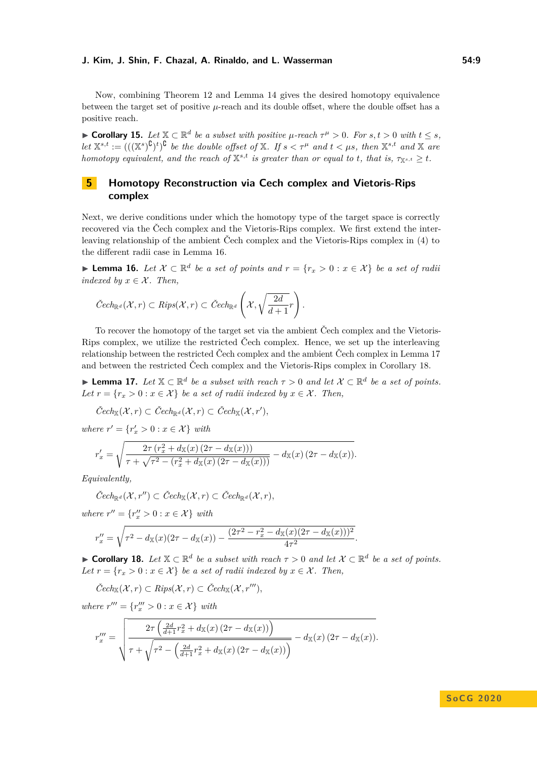Now, combining Theorem 12 and Lemma 14 gives the desired homotopy equivalence between the target set of positive $\mu$-reach and its double offset, where the double offset has a positive reach.

▶ **Corollary 15.** *Let $\mathbb{X} \subset \mathbb{R}^d$ be a subset with positive $\mu$-reach $\tau^\mu > 0$. For $s, t > 0$ with $t \leq s$, let $\mathbb{X}^{s,t} := (((\mathbb{X}^s)^{\complement})^t)^{\complement}$ be the double offset of $\mathbb{X}$. If $s < \tau^\mu$ and $t < \mu s$, then $\mathbb{X}^{s,t}$ and $\mathbb{X}$ are homotopy equivalent, and the reach of $\mathbb{X}^{s,t}$ is greater than or equal to $t$, that is, $\tau_{\mathbb{X}^{s,t}} \geq t$.*

## 5 Homotopy Reconstruction via Cech complex and Vietoris-Rips complex

Next, we derive conditions under which the homotopy type of the target space is correctly recovered via the Čech complex and the Vietoris-Rips complex. We first extend the interleaving relationship of the ambient Čech complex and the Vietoris-Rips complex in (4) to the different radii case in Lemma 16.

▶ **Lemma 16.** *Let $\mathcal{X} \subset \mathbb{R}^d$ be a set of points and $r = \{r_x > 0 : x \in \mathcal{X}\}$ be a set of radii indexed by $x \in \mathcal{X}$. Then,*

$$\check{C}ech_{\mathbb{R}^d}(\mathcal{X}, r) \subset Rips(\mathcal{X}, r) \subset \check{C}ech_{\mathbb{R}^d}\left(\mathcal{X}, \sqrt{\frac{2d}{d+1}}r\right).$$

To recover the homotopy of the target set via the ambient Čech complex and the Vietoris-Rips complex, we utilize the restricted Čech complex. Hence, we set up the interleaving relationship between the restricted Čech complex and the ambient Čech complex in Lemma 17 and between the restricted Čech complex and the Vietoris-Rips complex in Corollary 18.

▶ **Lemma 17.** *Let $\mathbb{X} \subset \mathbb{R}^d$ be a subset with reach $\tau > 0$ and let $\mathcal{X} \subset \mathbb{R}^d$ be a set of points. Let $r = \{r_x > 0 : x \in \mathcal{X}\}$ be a set of radii indexed by $x \in \mathcal{X}$. Then,*

$$\check{C}ech_{\mathbb{X}}(\mathcal{X}, r) \subset \check{C}ech_{\mathbb{R}^d}(\mathcal{X}, r) \subset \check{C}ech_{\mathbb{X}}(\mathcal{X}, r'),$$

*where $r' = \{r'_x > 0 : x \in \mathcal{X}\}$ with*

$$r'_x = \sqrt{\frac{2\tau\left(r_x^2 + d_{\mathbb{X}}(x)\left(2\tau - d_{\mathbb{X}}(x)\right)\right)}{\tau + \sqrt{\tau^2 - \left(r_x^2 + d_{\mathbb{X}}(x)\left(2\tau - d_{\mathbb{X}}(x)\right)\right)}} - d_{\mathbb{X}}(x)\left(2\tau - d_{\mathbb{X}}(x)\right)}.$$

*Equivalently,*

$$\check{C}ech_{\mathbb{R}^d}(\mathcal{X}, r'') \subset \check{C}ech_{\mathbb{X}}(\mathcal{X}, r) \subset \check{C}ech_{\mathbb{R}^d}(\mathcal{X}, r),$$

*where $r'' = \{r''_x > 0 : x \in \mathcal{X}\}$ with*

$$r''_x = \sqrt{\tau^2 - d_{\mathbb{X}}(x)(2\tau - d_{\mathbb{X}}(x)) - \frac{(2\tau^2 - r_x^2 - d_{\mathbb{X}}(x)(2\tau - d_{\mathbb{X}}(x)))^2}{4\tau^2}}.$$

▶ **Corollary 18.** *Let $\mathbb{X} \subset \mathbb{R}^d$ be a subset with reach $\tau > 0$ and let $\mathcal{X} \subset \mathbb{R}^d$ be a set of points. Let $r = \{r_x > 0 : x \in \mathcal{X}\}$ be a set of radii indexed by $x \in \mathcal{X}$. Then,*

$$\check{C}ech_{\mathbb{X}}(\mathcal{X}, r) \subset Rips(\mathcal{X}, r) \subset \check{C}ech_{\mathbb{X}}(\mathcal{X}, r'''),$$

*where $r''' = \{r'''_x > 0 : x \in \mathcal{X}\}$ with*

$$r'''_x = \sqrt{\frac{2\tau\left(\frac{2d}{d+1}r_x^2 + d_{\mathbb{X}}(x)\left(2\tau - d_{\mathbb{X}}(x)\right)\right)}{\tau + \sqrt{\tau^2 - \left(\frac{2d}{d+1}r_x^2 + d_{\mathbb{X}}(x)\left(2\tau - d_{\mathbb{X}}(x)\right)\right)}} - d_{\mathbb{X}}(x)\left(2\tau - d_{\mathbb{X}}(x)\right)}.$$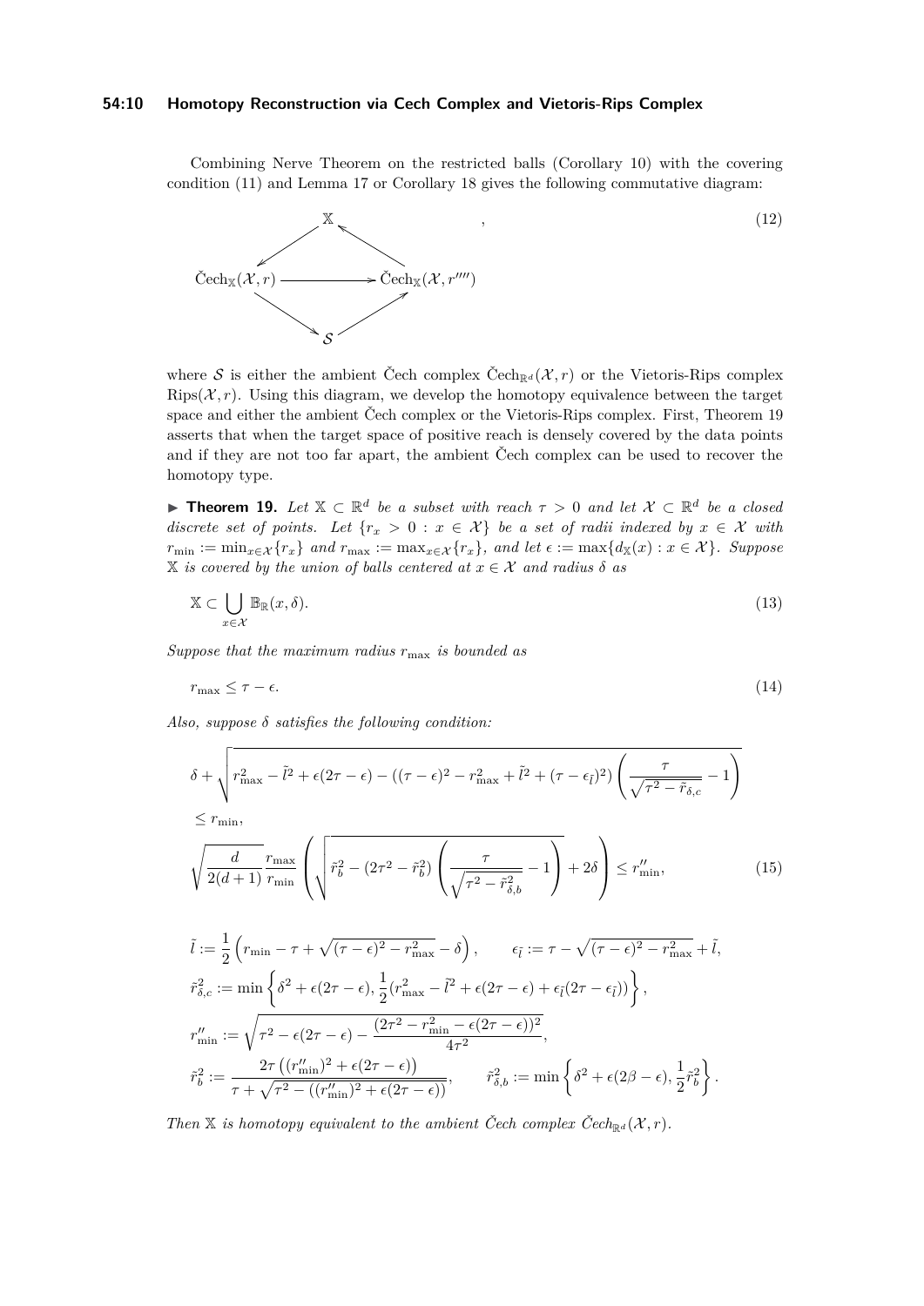Combining Nerve Theorem on the restricted balls (Corollary 10) with the covering condition (11) and Lemma 17 or Corollary 18 gives the following commutative diagram:

$$
\begin{array}{ccc}
 & \mathbb{X} & \\
\swarrow & & \nwarrow \\
\check{\text{C}}\text{ech}_{\mathbb{X}}(\mathcal{X}, r) & \longrightarrow & \check{\text{C}}\text{ech}_{\mathbb{X}}(\mathcal{X}, r'''') \\
\searrow & & \nearrow \\
 & \mathcal{S} &
\end{array}
\qquad (12)
$$

where $\mathcal{S}$ is either the ambient Čech complex $\check{\text{C}}\text{ech}_{\mathbb{R}^d}(\mathcal{X}, r)$ or the Vietoris-Rips complex $\text{Rips}(\mathcal{X}, r)$. Using this diagram, we develop the homotopy equivalence between the target space and either the ambient Čech complex or the Vietoris-Rips complex. First, Theorem 19 asserts that when the target space of positive reach is densely covered by the data points and if they are not too far apart, the ambient Čech complex can be used to recover the homotopy type.

▶ **Theorem 19.** *Let $\mathbb{X} \subset \mathbb{R}^d$ be a subset with reach $\tau > 0$ and let $\mathcal{X} \subset \mathbb{R}^d$ be a closed discrete set of points. Let $\{r_x > 0 : x \in \mathcal{X}\}$ be a set of radii indexed by $x \in \mathcal{X}$ with $r_{\min} := \min_{x \in \mathcal{X}}\{r_x\}$ and $r_{\max} := \max_{x \in \mathcal{X}}\{r_x\}$, and let $\epsilon := \max\{d_{\mathbb{X}}(x) : x \in \mathcal{X}\}$. Suppose $\mathbb{X}$ is covered by the union of balls centered at $x \in \mathcal{X}$ and radius $\delta$ as*

$$
\mathbb{X} \subset \bigcup_{x \in \mathcal{X}} \mathbb{B}_{\mathbb{R}}(x, \delta). \qquad (13)
$$

*Suppose that the maximum radius $r_{\max}$ is bounded as*

$$
r_{\max} \leq \tau - \epsilon. \qquad (14)
$$

*Also, suppose $\delta$ satisfies the following condition:*

$$
\begin{aligned}
&\delta + \sqrt{r_{\max}^2 - \tilde{l}^2 + \epsilon(2\tau - \epsilon) - ((\tau - \epsilon)^2 - r_{\max}^2 + \tilde{l}^2 + (\tau - \epsilon_{\tilde{l}})^2)\left(\frac{\tau}{\sqrt{\tau^2 - \tilde{r}_{\delta,c}}} - 1\right)} \\
&\leq r_{\min}, \\
&\sqrt{\frac{d}{2(d+1)}}\frac{r_{\max}}{r_{\min}}\left(\sqrt{\tilde{r}_b^2 - (2\tau^2 - \tilde{r}_b^2)\left(\frac{\tau}{\sqrt{\tau^2 - \tilde{r}_{\delta,b}^2}} - 1\right)} + 2\delta\right) \leq r''_{\min},
\end{aligned}
\qquad (15)
$$

$$
\begin{aligned}
&\tilde{l} := \frac{1}{2}\left(r_{\min} - \tau + \sqrt{(\tau - \epsilon)^2 - r_{\max}^2} - \delta\right), \qquad \epsilon_{\tilde{l}} := \tau - \sqrt{(\tau - \epsilon)^2 - r_{\max}^2} + \tilde{l}, \\
&\tilde{r}_{\delta,c}^2 := \min\left\{\delta^2 + \epsilon(2\tau - \epsilon), \frac{1}{2}(r_{\max}^2 - \tilde{l}^2 + \epsilon(2\tau - \epsilon) + \epsilon_{\tilde{l}}(2\tau - \epsilon_{\tilde{l}}))\right\}, \\
&r''_{\min} := \sqrt{\tau^2 - \epsilon(2\tau - \epsilon) - \frac{(2\tau^2 - r_{\min}^2 - \epsilon(2\tau - \epsilon))^2}{4\tau^2}}, \\
&\tilde{r}_b^2 := \frac{2\tau\left((r''_{\min})^2 + \epsilon(2\tau - \epsilon)\right)}{\tau + \sqrt{\tau^2 - ((r''_{\min})^2 + \epsilon(2\tau - \epsilon))}}, \qquad \tilde{r}_{\delta,b}^2 := \min\left\{\delta^2 + \epsilon(2\beta - \epsilon), \frac{1}{2}\tilde{r}_b^2\right\}.
\end{aligned}
$$

*Then $\mathbb{X}$ is homotopy equivalent to the ambient Čech complex $\check{C}ech_{\mathbb{R}^d}(\mathcal{X}, r)$.*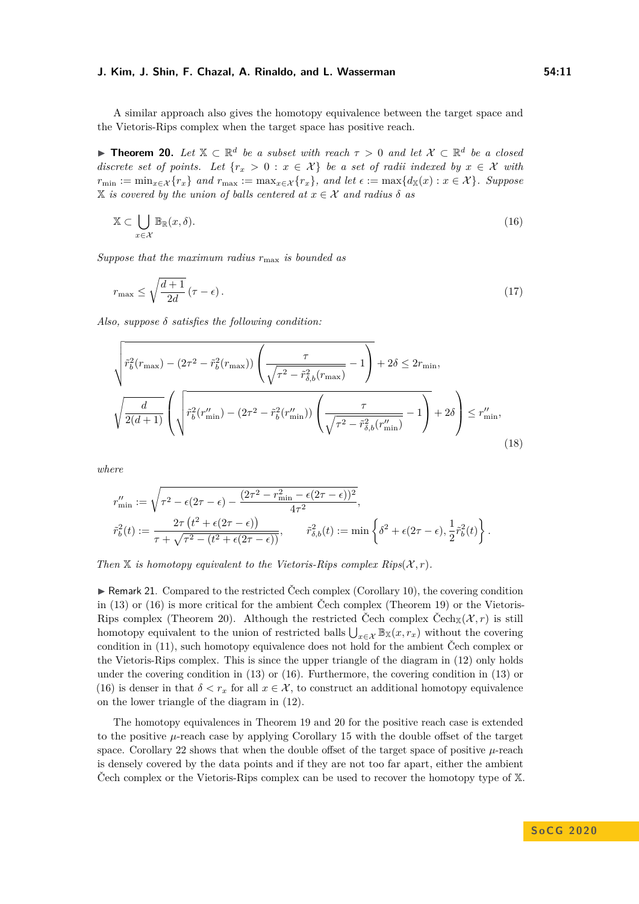A similar approach also gives the homotopy equivalence between the target space and the Vietoris-Rips complex when the target space has positive reach.

▶ **Theorem 20.** *Let $\mathbb{X} \subset \mathbb{R}^d$ be a subset with reach $\tau > 0$ and let $\mathcal{X} \subset \mathbb{R}^d$ be a closed discrete set of points. Let $\{r_x > 0 : x \in \mathcal{X}\}$ be a set of radii indexed by $x \in \mathcal{X}$ with $r_{\min} := \min_{x\in\mathcal{X}}\{r_x\}$ and $r_{\max} := \max_{x\in\mathcal{X}}\{r_x\}$, and let $\epsilon := \max\{d_{\mathbb{X}}(x) : x \in \mathcal{X}\}$. Suppose $\mathbb{X}$ is covered by the union of balls centered at $x \in \mathcal{X}$ and radius $\delta$ as*

$$\mathbb{X} \subset \bigcup_{x\in\mathcal{X}} \mathbb{B}_{\mathbb{R}}(x, \delta). \tag{16}$$

*Suppose that the maximum radius $r_{\max}$ is bounded as*

$$r_{\max} \leq \sqrt{\frac{d+1}{2d}}\,(\tau - \epsilon)\,. \tag{17}$$

*Also, suppose $\delta$ satisfies the following condition:*

$$\begin{aligned}
&\sqrt{\tilde{r}_b^2(r_{\max}) - (2\tau^2 - \tilde{r}_b^2(r_{\max}))\left(\frac{\tau}{\sqrt{\tau^2 - \tilde{r}_{\delta,b}^2(r_{\max})}} - 1\right)} + 2\delta \leq 2r_{\min},\\
&\sqrt{\frac{d}{2(d+1)}}\left(\sqrt{\tilde{r}_b^2(r''_{\min}) - (2\tau^2 - \tilde{r}_b^2(r''_{\min}))\left(\frac{\tau}{\sqrt{\tau^2 - \tilde{r}_{\delta,b}^2(r''_{\min})}} - 1\right)} + 2\delta\right) \leq r''_{\min},
\end{aligned} \tag{18}$$

*where*

$$r''_{\min} := \sqrt{\tau^2 - \epsilon(2\tau - \epsilon) - \frac{(2\tau^2 - r_{\min}^2 - \epsilon(2\tau - \epsilon))^2}{4\tau^2}},$$

$$\tilde{r}_b^2(t) := \frac{2\tau\left(t^2 + \epsilon(2\tau - \epsilon)\right)}{\tau + \sqrt{\tau^2 - (t^2 + \epsilon(2\tau - \epsilon))}}, \qquad \tilde{r}_{\delta,b}^2(t) := \min\left\{\delta^2 + \epsilon(2\tau - \epsilon), \frac{1}{2}\tilde{r}_b^2(t)\right\}.$$

*Then $\mathbb{X}$ is homotopy equivalent to the Vietoris-Rips complex $Rips(\mathcal{X}, r)$.*

▶ Remark 21. Compared to the restricted Čech complex (Corollary 10), the covering condition in (13) or (16) is more critical for the ambient Čech complex (Theorem 19) or the Vietoris-Rips complex (Theorem 20). Although the restricted Čech complex $\check{\text{C}}\text{ech}_{\mathbb{X}}(\mathcal{X}, r)$ is still homotopy equivalent to the union of restricted balls $\bigcup_{x\in\mathcal{X}} \mathbb{B}_{\mathbb{X}}(x, r_x)$ without the covering condition in (11), such homotopy equivalence does not hold for the ambient Čech complex or the Vietoris-Rips complex. This is since the upper triangle of the diagram in (12) only holds under the covering condition in (13) or (16). Furthermore, the covering condition in (13) or (16) is denser in that $\delta < r_x$ for all $x \in \mathcal{X}$, to construct an additional homotopy equivalence on the lower triangle of the diagram in (12).

The homotopy equivalences in Theorem 19 and 20 for the positive reach case is extended to the positive $\mu$-reach case by applying Corollary 15 with the double offset of the target space. Corollary 22 shows that when the double offset of the target space of positive $\mu$-reach is densely covered by the data points and if they are not too far apart, either the ambient Čech complex or the Vietoris-Rips complex can be used to recover the homotopy type of $\mathbb{X}$.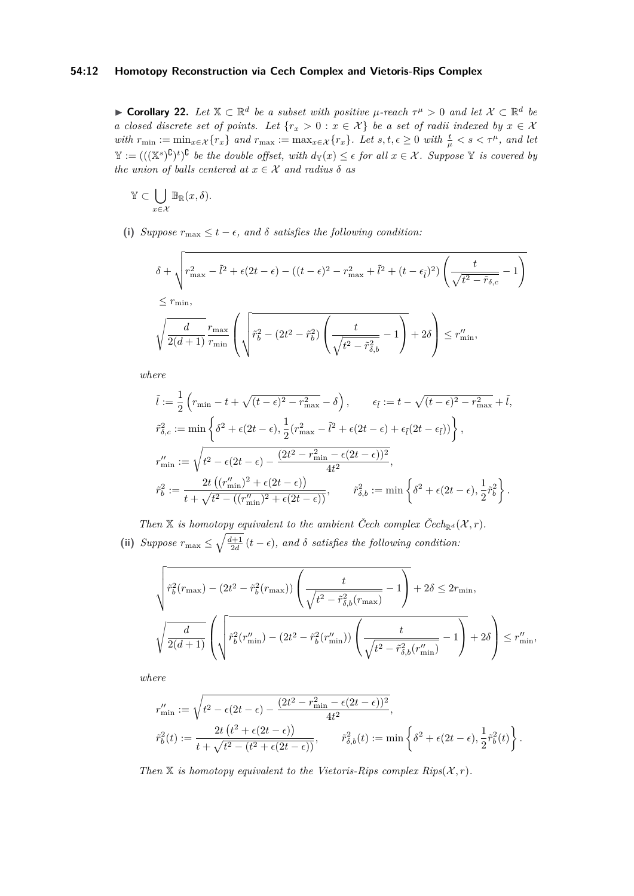▶ **Corollary 22.** *Let $\mathbb{X} \subset \mathbb{R}^d$ be a subset with positive $\mu$-reach $\tau^\mu > 0$ and let $\mathcal{X} \subset \mathbb{R}^d$ be a closed discrete set of points. Let $\{r_x > 0 : x \in \mathcal{X}\}$ be a set of radii indexed by $x \in \mathcal{X}$ with $r_{\min} := \min_{x\in\mathcal{X}}\{r_x\}$ and $r_{\max} := \max_{x\in\mathcal{X}}\{r_x\}$. Let $s, t, \epsilon \geq 0$ with $\frac{t}{\mu} < s < \tau^\mu$, and let $\mathbb{Y} := (((\mathbb{X}^s)^{\complement})^t)^{\complement}$ be the double offset, with $d_{\mathbb{Y}}(x) \leq \epsilon$ for all $x \in \mathcal{X}$. Suppose $\mathbb{Y}$ is covered by the union of balls centered at $x \in \mathcal{X}$ and radius $\delta$ as*

$$\mathbb{Y} \subset \bigcup_{x\in\mathcal{X}} \mathbb{B}_{\mathbb{R}}(x, \delta).$$

**(i)** *Suppose $r_{\max} \leq t - \epsilon$, and $\delta$ satisfies the following condition:*

$$\delta + \sqrt{r_{\max}^2 - \tilde{l}^2 + \epsilon(2t-\epsilon) - ((t-\epsilon)^2 - r_{\max}^2 + \tilde{l}^2 + (t-\epsilon_{\tilde{l}})^2)\left(\frac{t}{\sqrt{t^2 - \tilde{r}_{\delta,c}}} - 1\right)}$$
$$\leq r_{\min},$$
$$\sqrt{\frac{d}{2(d+1)}}\frac{r_{\max}}{r_{\min}}\left(\sqrt{\tilde{r}_b^2 - (2t^2 - \tilde{r}_b^2)\left(\frac{t}{\sqrt{t^2 - \tilde{r}_{\delta,b}^2}} - 1\right)} + 2\delta\right) \leq r''_{\min},$$

*where*

$$\tilde{l} := \frac{1}{2}\left(r_{\min} - t + \sqrt{(t-\epsilon)^2 - r_{\max}^2} - \delta\right), \qquad \epsilon_{\tilde{l}} := t - \sqrt{(t-\epsilon)^2 - r_{\max}^2} + \tilde{l},$$
$$\tilde{r}_{\delta,c}^2 := \min\left\{\delta^2 + \epsilon(2t-\epsilon), \frac{1}{2}(r_{\max}^2 - \tilde{l}^2 + \epsilon(2t-\epsilon) + \epsilon_{\tilde{l}}(2t - \epsilon_{\tilde{l}}))\right\},$$
$$r''_{\min} := \sqrt{t^2 - \epsilon(2t-\epsilon) - \frac{(2t^2 - r_{\min}^2 - \epsilon(2t-\epsilon))^2}{4t^2}},$$
$$\tilde{r}_b^2 := \frac{2t\left((r''_{\min})^2 + \epsilon(2t-\epsilon)\right)}{t + \sqrt{t^2 - ((r''_{\min})^2 + \epsilon(2t-\epsilon))}}, \qquad \tilde{r}_{\delta,b}^2 := \min\left\{\delta^2 + \epsilon(2t-\epsilon), \frac{1}{2}\tilde{r}_b^2\right\}.$$

*Then $\mathbb{X}$ is homotopy equivalent to the ambient Čech complex $\check{C}ech_{\mathbb{R}^d}(\mathcal{X}, r)$.*

**(ii)** *Suppose $r_{\max} \leq \sqrt{\frac{d+1}{2d}}(t-\epsilon)$, and $\delta$ satisfies the following condition:*

$$\sqrt{\tilde{r}_b^2(r_{\max}) - (2t^2 - \tilde{r}_b^2(r_{\max}))\left(\frac{t}{\sqrt{t^2 - \tilde{r}_{\delta,b}^2(r_{\max})}} - 1\right)} + 2\delta \leq 2r_{\min},$$
$$\sqrt{\frac{d}{2(d+1)}}\left(\sqrt{\tilde{r}_b^2(r''_{\min}) - (2t^2 - \tilde{r}_b^2(r''_{\min}))\left(\frac{t}{\sqrt{t^2 - \tilde{r}_{\delta,b}^2(r''_{\min})}} - 1\right)} + 2\delta\right) \leq r''_{\min},$$

*where*

$$r''_{\min} := \sqrt{t^2 - \epsilon(2t-\epsilon) - \frac{(2t^2 - r_{\min}^2 - \epsilon(2t-\epsilon))^2}{4t^2}},$$
$$\tilde{r}_b^2(t) := \frac{2t\left(t^2 + \epsilon(2t-\epsilon)\right)}{t + \sqrt{t^2 - (t^2 + \epsilon(2t-\epsilon))}}, \qquad \tilde{r}_{\delta,b}^2(t) := \min\left\{\delta^2 + \epsilon(2t-\epsilon), \frac{1}{2}\tilde{r}_b^2(t)\right\}.$$

*Then $\mathbb{X}$ is homotopy equivalent to the Vietoris-Rips complex $Rips(\mathcal{X}, r)$.*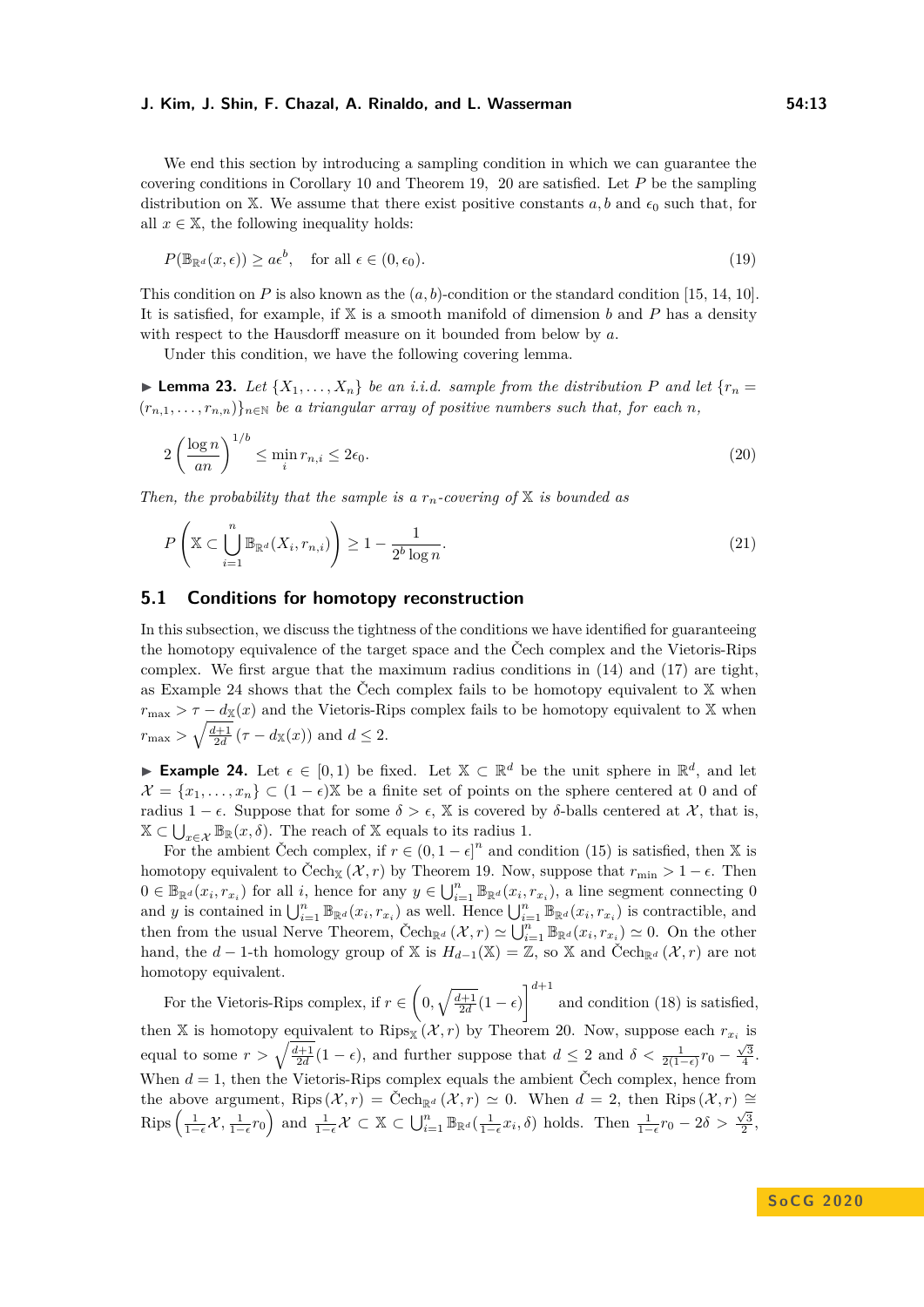We end this section by introducing a sampling condition in which we can guarantee the covering conditions in Corollary 10 and Theorem 19, 20 are satisfied. Let $P$ be the sampling distribution on $\mathbb{X}$. We assume that there exist positive constants $a, b$ and $\epsilon_0$ such that, for all $x \in \mathbb{X}$, the following inequality holds:

$$P(\mathbb{B}_{\mathbb{R}^d}(x,\epsilon)) \geq a\epsilon^b, \quad \text{for all } \epsilon \in (0, \epsilon_0). \tag{19}$$

This condition on $P$ is also known as the $(a, b)$-condition or the standard condition [15, 14, 10]. It is satisfied, for example, if $\mathbb{X}$ is a smooth manifold of dimension $b$ and $P$ has a density with respect to the Hausdorff measure on it bounded from below by $a$.

Under this condition, we have the following covering lemma.

▶ **Lemma 23.** *Let $\{X_1, \ldots, X_n\}$ be an i.i.d. sample from the distribution $P$ and let $\{r_n = (r_{n,1}, \ldots, r_{n,n})\}_{n \in \mathbb{N}}$ be a triangular array of positive numbers such that, for each $n$,*

$$2\left(\frac{\log n}{an}\right)^{1/b} \leq \min_i r_{n,i} \leq 2\epsilon_0. \tag{20}$$

*Then, the probability that the sample is a $r_n$-covering of $\mathbb{X}$ is bounded as*

$$P\left(\mathbb{X} \subset \bigcup_{i=1}^{n} \mathbb{B}_{\mathbb{R}^d}(X_i, r_{n,i})\right) \geq 1 - \frac{1}{2^b \log n}. \tag{21}$$

## 5.1 Conditions for homotopy reconstruction

In this subsection, we discuss the tightness of the conditions we have identified for guaranteeing the homotopy equivalence of the target space and the Čech complex and the Vietoris-Rips complex. We first argue that the maximum radius conditions in (14) and (17) are tight, as Example 24 shows that the Čech complex fails to be homotopy equivalent to $\mathbb{X}$ when $r_{\max} > \tau - d_{\mathbb{X}}(x)$ and the Vietoris-Rips complex fails to be homotopy equivalent to $\mathbb{X}$ when $r_{\max} > \sqrt{\frac{d+1}{2d}}(\tau - d_{\mathbb{X}}(x))$ and $d \leq 2$.

▶ **Example 24.** Let $\epsilon \in [0, 1)$ be fixed. Let $\mathbb{X} \subset \mathbb{R}^d$ be the unit sphere in $\mathbb{R}^d$, and let $\mathcal{X} = \{x_1, \ldots, x_n\} \subset (1-\epsilon)\mathbb{X}$ be a finite set of points on the sphere centered at 0 and of radius $1 - \epsilon$. Suppose that for some $\delta > \epsilon$, $\mathbb{X}$ is covered by $\delta$-balls centered at $\mathcal{X}$, that is, $\mathbb{X} \subset \bigcup_{x \in \mathcal{X}} \mathbb{B}_{\mathbb{R}}(x, \delta)$. The reach of $\mathbb{X}$ equals to its radius 1.

For the ambient Čech complex, if $r \in (0, 1-\epsilon]^n$ and condition (15) is satisfied, then $\mathbb{X}$ is homotopy equivalent to $\check{\mathrm{C}}\mathrm{ech}_{\mathbb{X}}(\mathcal{X}, r)$ by Theorem 19. Now, suppose that $r_{\min} > 1 - \epsilon$. Then $0 \in \mathbb{B}_{\mathbb{R}^d}(x_i, r_{x_i})$ for all $i$, hence for any $y \in \bigcup_{i=1}^n \mathbb{B}_{\mathbb{R}^d}(x_i, r_{x_i})$, a line segment connecting 0 and $y$ is contained in $\bigcup_{i=1}^n \mathbb{B}_{\mathbb{R}^d}(x_i, r_{x_i})$ as well. Hence $\bigcup_{i=1}^n \mathbb{B}_{\mathbb{R}^d}(x_i, r_{x_i})$ is contractible, and then from the usual Nerve Theorem, $\check{\mathrm{C}}\mathrm{ech}_{\mathbb{R}^d}(\mathcal{X}, r) \simeq \bigcup_{i=1}^n \mathbb{B}_{\mathbb{R}^d}(x_i, r_{x_i}) \simeq 0$. On the other hand, the $d-1$-th homology group of $\mathbb{X}$ is $H_{d-1}(\mathbb{X}) = \mathbb{Z}$, so $\mathbb{X}$ and $\check{\mathrm{C}}\mathrm{ech}_{\mathbb{R}^d}(\mathcal{X}, r)$ are not homotopy equivalent.

For the Vietoris-Rips complex, if $r \in \left(0, \sqrt{\frac{d+1}{2d}}(1-\epsilon)\right]^{d+1}$ and condition (18) is satisfied, then $\mathbb{X}$ is homotopy equivalent to $\mathrm{Rips}_{\mathbb{X}}(\mathcal{X}, r)$ by Theorem 20. Now, suppose each $r_{x_i}$ is equal to some $r > \sqrt{\frac{d+1}{2d}}(1-\epsilon)$, and further suppose that $d \leq 2$ and $\delta < \frac{1}{2(1-\epsilon)}r_0 - \frac{\sqrt{3}}{4}$. When $d = 1$, then the Vietoris-Rips complex equals the ambient Čech complex, hence from the above argument, $\mathrm{Rips}(\mathcal{X}, r) = \check{\mathrm{C}}\mathrm{ech}_{\mathbb{R}^d}(\mathcal{X}, r) \simeq 0$. When $d = 2$, then $\mathrm{Rips}(\mathcal{X}, r) \cong \mathrm{Rips}\left(\frac{1}{1-\epsilon}\mathcal{X}, \frac{1}{1-\epsilon}r_0\right)$ and $\frac{1}{1-\epsilon}\mathcal{X} \subset \mathbb{X} \subset \bigcup_{i=1}^n \mathbb{B}_{\mathbb{R}^d}(\frac{1}{1-\epsilon}x_i, \delta)$ holds. Then $\frac{1}{1-\epsilon}r_0 - 2\delta > \frac{\sqrt{3}}{2}$,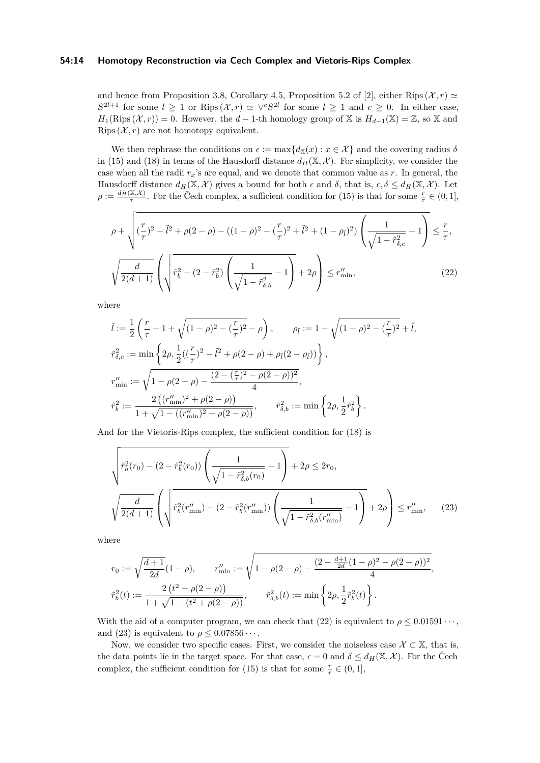and hence from Proposition 3.8, Corollary 4.5, Proposition 5.2 of [2], either $\mathrm{Rips}(\mathcal{X}, r) \simeq S^{2l+1}$ for some $l \geq 1$ or $\mathrm{Rips}(\mathcal{X}, r) \simeq \vee^{c} S^{2l}$ for some $l \geq 1$ and $c \geq 0$. In either case, $H_1(\mathrm{Rips}(\mathcal{X}, r)) = 0$. However, the $d-1$-th homology group of $\mathbb{X}$ is $H_{d-1}(\mathbb{X}) = \mathbb{Z}$, so $\mathbb{X}$ and $\mathrm{Rips}(\mathcal{X}, r)$ are not homotopy equivalent.

We then rephrase the conditions on $\epsilon := \max\{d_{\mathbb{X}}(x) : x \in \mathcal{X}\}$ and the covering radius $\delta$ in (15) and (18) in terms of the Hausdorff distance $d_H(\mathbb{X}, \mathcal{X})$. For simplicity, we consider the case when all the radii $r_x$'s are equal, and we denote that common value as $r$. In general, the Hausdorff distance $d_H(\mathbb{X}, \mathcal{X})$ gives a bound for both $\epsilon$ and $\delta$, that is, $\epsilon, \delta \leq d_H(\mathbb{X}, \mathcal{X})$. Let $\rho := \frac{d_H(\mathbb{X}, \mathcal{X})}{\tau}$. For the Čech complex, a sufficient condition for (15) is that for some $\frac{r}{\tau} \in (0, 1]$,

$$
\rho + \sqrt{(\frac{r}{\tau})^2 - \tilde{l}^2 + \rho(2-\rho) - ((1-\rho)^2 - (\frac{r}{\tau})^2 + \tilde{l}^2 + (1-\rho_{\tilde{l}})^2)\left(\frac{1}{\sqrt{1-\tilde{r}_{\delta,c}^2}} - 1\right)} \leq \frac{r}{\tau},
$$
$$
\sqrt{\frac{d}{2(d+1)}}\left(\sqrt{\tilde{r}_b^2 - (2-\tilde{r}_b^2)\left(\frac{1}{\sqrt{1-\tilde{r}_{\delta,b}^2}} - 1\right)} + 2\rho\right) \leq r''_{\min}, \tag{22}
$$

where

$$
\tilde{l} := \frac{1}{2}\left(\frac{r}{\tau} - 1 + \sqrt{(1-\rho)^2 - (\frac{r}{\tau})^2} - \rho\right), \qquad \rho_{\tilde{l}} := 1 - \sqrt{(1-\rho)^2 - (\frac{r}{\tau})^2} + \tilde{l},
$$
$$
\tilde{r}_{\delta,c}^2 := \min\left\{2\rho, \frac{1}{2}((\frac{r}{\tau})^2 - \tilde{l}^2 + \rho(2-\rho) + \rho_{\tilde{l}}(2-\rho_{\tilde{l}}))\right\},
$$
$$
r''_{\min} := \sqrt{1 - \rho(2-\rho) - \frac{(2 - (\frac{r}{\tau})^2 - \rho(2-\rho))^2}{4}},
$$
$$
\tilde{r}_b^2 := \frac{2\left((r''_{\min})^2 + \rho(2-\rho)\right)}{1 + \sqrt{1 - ((r''_{\min})^2 + \rho(2-\rho))}}, \qquad \tilde{r}_{\delta,b}^2 := \min\left\{2\rho, \frac{1}{2}\tilde{r}_b^2\right\}.
$$

And for the Vietoris-Rips complex, the sufficient condition for (18) is

$$
\sqrt{\tilde{r}_b^2(r_0) - (2-\tilde{r}_b^2(r_0))\left(\frac{1}{\sqrt{1-\tilde{r}_{\delta,b}^2(r_0)}} - 1\right)} + 2\rho \leq 2r_0,
$$
$$
\sqrt{\frac{d}{2(d+1)}}\left(\sqrt{\tilde{r}_b^2(r''_{\min}) - (2-\tilde{r}_b^2(r''_{\min}))\left(\frac{1}{\sqrt{1-\tilde{r}_{\delta,b}^2(r''_{\min})}} - 1\right)} + 2\rho\right) \leq r''_{\min}, \tag{23}
$$

where

$$
r_0 := \sqrt{\frac{d+1}{2d}}(1-\rho), \qquad r''_{\min} := \sqrt{1 - \rho(2-\rho) - \frac{(2 - \frac{d+1}{2d}(1-\rho)^2 - \rho(2-\rho))^2}{4}},
$$
$$
\tilde{r}_b^2(t) := \frac{2\left(t^2 + \rho(2-\rho)\right)}{1 + \sqrt{1 - (t^2 + \rho(2-\rho))}}, \qquad \tilde{r}_{\delta,b}^2(t) := \min\left\{2\rho, \frac{1}{2}\tilde{r}_b^2(t)\right\}.
$$

With the aid of a computer program, we can check that (22) is equivalent to $\rho \leq 0.01591\cdots$, and (23) is equivalent to $\rho \leq 0.07856\cdots$.

Now, we consider two specific cases. First, we consider the noiseless case $\mathcal{X} \subset \mathbb{X}$, that is, the data points lie in the target space. For that case, $\epsilon = 0$ and $\delta \leq d_H(\mathbb{X}, \mathcal{X})$. For the Čech complex, the sufficient condition for (15) is that for some $\frac{r}{\tau} \in (0, 1]$,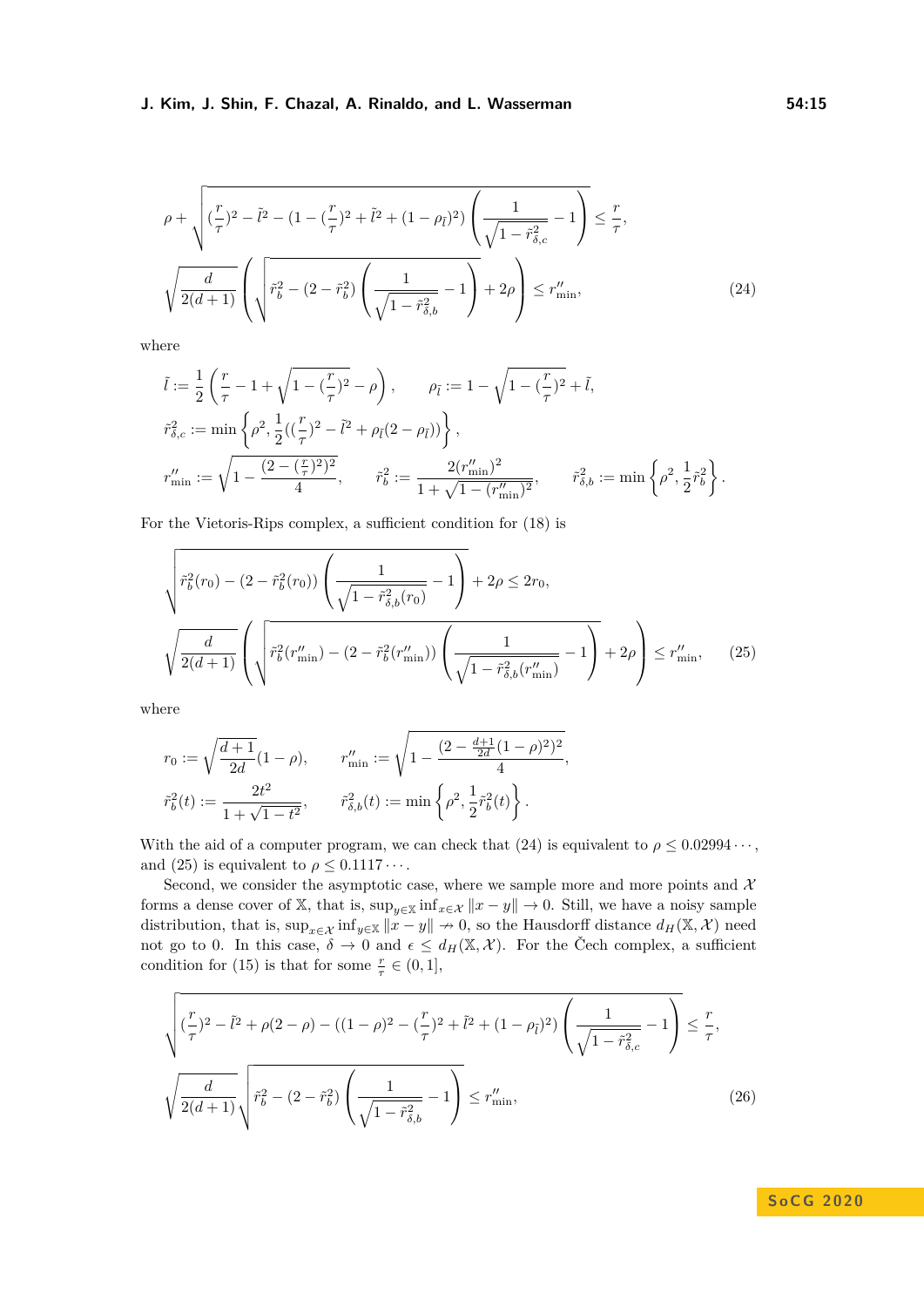$$
\rho + \sqrt{(\frac{r}{\tau})^2 - \tilde{l}^2 - (1 - (\frac{r}{\tau})^2 + \tilde{l}^2 + (1-\rho_{\tilde{l}})^2)\left(\frac{1}{\sqrt{1-\tilde{r}_{\delta,c}^2}} - 1\right)} \leq \frac{r}{\tau},
$$

$$
\sqrt{\frac{d}{2(d+1)}}\left(\sqrt{\tilde{r}_b^2 - (2-\tilde{r}_b^2)\left(\frac{1}{\sqrt{1-\tilde{r}_{\delta,b}^2}} - 1\right)} + 2\rho\right) \leq r''_{\min}, \tag{24}
$$

where

$$
\tilde{l} := \frac{1}{2}\left(\frac{r}{\tau} - 1 + \sqrt{1 - (\frac{r}{\tau})^2} - \rho\right), \qquad \rho_{\tilde{l}} := 1 - \sqrt{1 - (\frac{r}{\tau})^2} + \tilde{l},
$$

$$
\tilde{r}_{\delta,c}^2 := \min\left\{\rho^2, \frac{1}{2}((\frac{r}{\tau})^2 - \tilde{l}^2 + \rho_{\tilde{l}}(2-\rho_{\tilde{l}}))\right\},
$$

$$
r''_{\min} := \sqrt{1 - \frac{(2-(\frac{r}{\tau})^2)^2}{4}}, \qquad \tilde{r}_b^2 := \frac{2(r''_{\min})^2}{1+\sqrt{1-(r''_{\min})^2}}, \qquad \tilde{r}_{\delta,b}^2 := \min\left\{\rho^2, \frac{1}{2}\tilde{r}_b^2\right\}.
$$

For the Vietoris-Rips complex, a sufficient condition for (18) is

$$
\sqrt{\tilde{r}_b^2(r_0) - (2-\tilde{r}_b^2(r_0))\left(\frac{1}{\sqrt{1-\tilde{r}_{\delta,b}^2(r_0)}} - 1\right)} + 2\rho \leq 2r_0,
$$

$$
\sqrt{\frac{d}{2(d+1)}}\left(\sqrt{\tilde{r}_b^2(r''_{\min}) - (2-\tilde{r}_b^2(r''_{\min}))\left(\frac{1}{\sqrt{1-\tilde{r}_{\delta,b}^2(r''_{\min})}} - 1\right)} + 2\rho\right) \leq r''_{\min}, \tag{25}
$$

where

$$
r_0 := \sqrt{\frac{d+1}{2d}}(1-\rho), \qquad r''_{\min} := \sqrt{1 - \frac{(2-\frac{d+1}{2d}(1-\rho)^2)^2}{4}},
$$

$$
\tilde{r}_b^2(t) := \frac{2t^2}{1+\sqrt{1-t^2}}, \qquad \tilde{r}_{\delta,b}^2(t) := \min\left\{\rho^2, \frac{1}{2}\tilde{r}_b^2(t)\right\}.
$$

With the aid of a computer program, we can check that (24) is equivalent to $\rho \leq 0.02994\cdots$, and (25) is equivalent to $\rho \leq 0.1117\cdots$.

Second, we consider the asymptotic case, where we sample more and more points and $\mathcal{X}$ forms a dense cover of $\mathbb{X}$, that is, $\sup_{y\in\mathbb{X}}\inf_{x\in\mathcal{X}}\|x-y\| \to 0$. Still, we have a noisy sample distribution, that is, $\sup_{x\in\mathcal{X}}\inf_{y\in\mathbb{X}}\|x-y\| \nrightarrow 0$, so the Hausdorff distance $d_H(\mathbb{X},\mathcal{X})$ need not go to 0. In this case, $\delta \to 0$ and $\epsilon \leq d_H(\mathbb{X},\mathcal{X})$. For the Čech complex, a sufficient condition for (15) is that for some $\frac{r}{\tau} \in (0,1]$,

$$
\sqrt{(\frac{r}{\tau})^2 - \tilde{l}^2 + \rho(2-\rho) - ((1-\rho)^2 - (\frac{r}{\tau})^2 + \tilde{l}^2 + (1-\rho_{\tilde{l}})^2)\left(\frac{1}{\sqrt{1-\tilde{r}_{\delta,c}^2}} - 1\right)} \leq \frac{r}{\tau},
$$

$$
\sqrt{\frac{d}{2(d+1)}}\sqrt{\tilde{r}_b^2 - (2-\tilde{r}_b^2)\left(\frac{1}{\sqrt{1-\tilde{r}_{\delta,b}^2}} - 1\right)} \leq r''_{\min}, \tag{26}
$$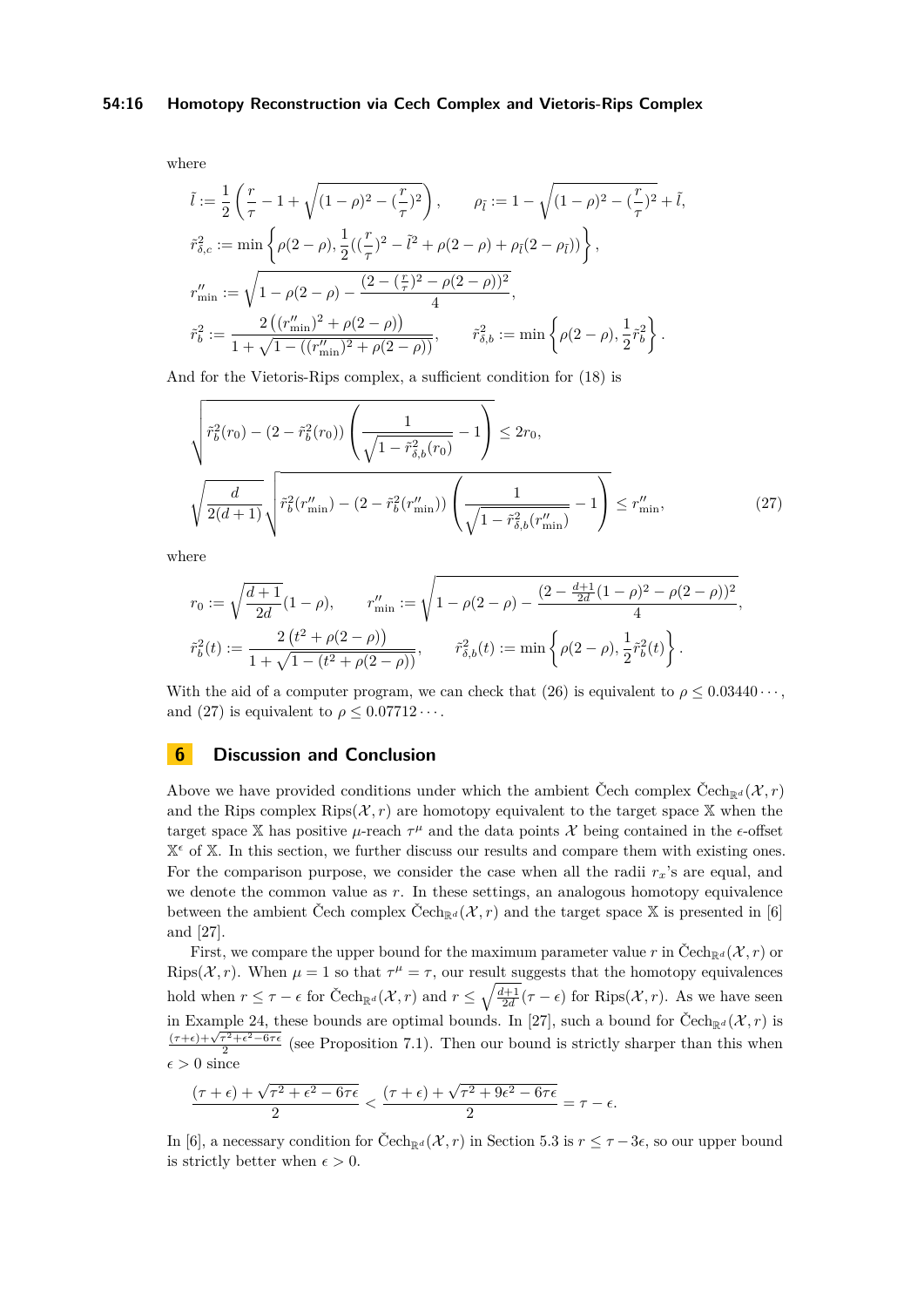where

$$\tilde{l} := \frac{1}{2}\left(\frac{r}{\tau} - 1 + \sqrt{(1-\rho)^2 - (\frac{r}{\tau})^2}\right), \qquad \rho_{\tilde{l}} := 1 - \sqrt{(1-\rho)^2 - (\frac{r}{\tau})^2} + \tilde{l},$$

$$\tilde{r}_{\delta,c}^2 := \min\left\{\rho(2-\rho), \frac{1}{2}((\frac{r}{\tau})^2 - \tilde{l}^2 + \rho(2-\rho) + \rho_{\tilde{l}}(2-\rho_{\tilde{l}}))\right\},$$

$$r''_{\min} := \sqrt{1 - \rho(2-\rho) - \frac{(2-(\frac{r}{\tau})^2 - \rho(2-\rho))^2}{4}},$$

$$\tilde{r}_b^2 := \frac{2\left((r''_{\min})^2 + \rho(2-\rho)\right)}{1 + \sqrt{1 - ((r''_{\min})^2 + \rho(2-\rho))}}, \qquad \tilde{r}_{\delta,b}^2 := \min\left\{\rho(2-\rho), \frac{1}{2}\tilde{r}_b^2\right\}.$$

And for the Vietoris-Rips complex, a sufficient condition for (18) is

$$\sqrt{\tilde{r}_b^2(r_0) - (2 - \tilde{r}_b^2(r_0))\left(\frac{1}{\sqrt{1 - \tilde{r}_{\delta,b}^2(r_0)}} - 1\right)} \leq 2r_0,$$

$$\sqrt{\frac{d}{2(d+1)}}\sqrt{\tilde{r}_b^2(r''_{\min}) - (2 - \tilde{r}_b^2(r''_{\min}))\left(\frac{1}{\sqrt{1 - \tilde{r}_{\delta,b}^2(r''_{\min})}} - 1\right)} \leq r''_{\min}, \tag{27}$$

where

$$r_0 := \sqrt{\frac{d+1}{2d}}(1-\rho), \qquad r''_{\min} := \sqrt{1 - \rho(2-\rho) - \frac{(2 - \frac{d+1}{2d}(1-\rho)^2 - \rho(2-\rho))^2}{4}},$$

$$\tilde{r}_b^2(t) := \frac{2\left(t^2 + \rho(2-\rho)\right)}{1 + \sqrt{1 - (t^2 + \rho(2-\rho))}}, \qquad \tilde{r}_{\delta,b}^2(t) := \min\left\{\rho(2-\rho), \frac{1}{2}\tilde{r}_b^2(t)\right\}.$$

With the aid of a computer program, we can check that (26) is equivalent to $\rho \leq 0.03440\cdots$, and (27) is equivalent to $\rho \leq 0.07712\cdots$.

## 6 Discussion and Conclusion

Above we have provided conditions under which the ambient Čech complex $\check{\mathrm{C}}\mathrm{ech}_{\mathbb{R}^d}(\mathcal{X}, r)$ and the Rips complex $\mathrm{Rips}(\mathcal{X}, r)$ are homotopy equivalent to the target space $\mathbb{X}$ when the target space $\mathbb{X}$ has positive $\mu$-reach $\tau^\mu$ and the data points $\mathcal{X}$ being contained in the $\epsilon$-offset $\mathbb{X}^\epsilon$ of $\mathbb{X}$. In this section, we further discuss our results and compare them with existing ones. For the comparison purpose, we consider the case when all the radii $r_x$'s are equal, and we denote the common value as $r$. In these settings, an analogous homotopy equivalence between the ambient Čech complex $\check{\mathrm{C}}\mathrm{ech}_{\mathbb{R}^d}(\mathcal{X}, r)$ and the target space $\mathbb{X}$ is presented in [6] and [27].

First, we compare the upper bound for the maximum parameter value $r$ in $\check{\mathrm{C}}\mathrm{ech}_{\mathbb{R}^d}(\mathcal{X}, r)$ or $\mathrm{Rips}(\mathcal{X}, r)$. When $\mu = 1$ so that $\tau^\mu = \tau$, our result suggests that the homotopy equivalences hold when $r \leq \tau - \epsilon$ for $\check{\mathrm{C}}\mathrm{ech}_{\mathbb{R}^d}(\mathcal{X}, r)$ and $r \leq \sqrt{\frac{d+1}{2d}}(\tau - \epsilon)$ for $\mathrm{Rips}(\mathcal{X}, r)$. As we have seen in Example 24, these bounds are optimal bounds. In [27], such a bound for $\check{\mathrm{C}}\mathrm{ech}_{\mathbb{R}^d}(\mathcal{X}, r)$ is $\frac{(\tau+\epsilon)+\sqrt{\tau^2+\epsilon^2-6\tau\epsilon}}{2}$ (see Proposition 7.1). Then our bound is strictly sharper than this when $\epsilon > 0$ since

$$\frac{(\tau+\epsilon) + \sqrt{\tau^2 + \epsilon^2 - 6\tau\epsilon}}{2} < \frac{(\tau+\epsilon) + \sqrt{\tau^2 + 9\epsilon^2 - 6\tau\epsilon}}{2} = \tau - \epsilon.$$

In [6], a necessary condition for $\check{\mathrm{C}}\mathrm{ech}_{\mathbb{R}^d}(\mathcal{X}, r)$ in Section 5.3 is $r \leq \tau - 3\epsilon$, so our upper bound is strictly better when $\epsilon > 0$.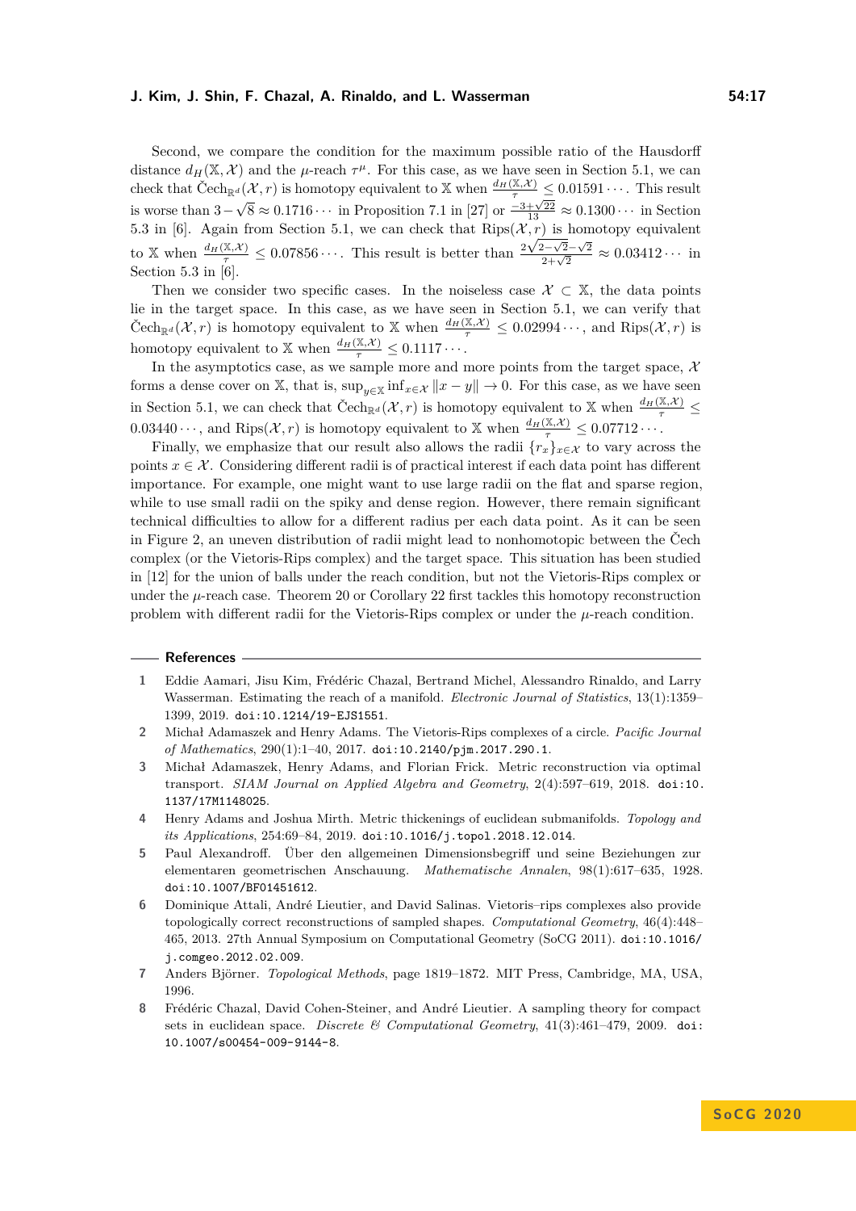Second, we compare the condition for the maximum possible ratio of the Hausdorff distance $d_H(\mathbb{X}, \mathcal{X})$ and the $\mu$-reach $\tau^\mu$. For this case, as we have seen in Section 5.1, we can check that $\check{\text{C}}\text{ech}_{\mathbb{R}^d}(\mathcal{X}, r)$ is homotopy equivalent to $\mathbb{X}$ when $\frac{d_H(\mathbb{X},\mathcal{X})}{\tau} \leq 0.01591\cdots$. This result is worse than $3-\sqrt{8} \approx 0.1716\cdots$ in Proposition 7.1 in [27] or $\frac{-3+\sqrt{22}}{13} \approx 0.1300\cdots$ in Section 5.3 in [6]. Again from Section 5.1, we can check that $\text{Rips}(\mathcal{X}, r)$ is homotopy equivalent to $\mathbb{X}$ when $\frac{d_H(\mathbb{X},\mathcal{X})}{\tau} \leq 0.07856\cdots$. This result is better than $\frac{2\sqrt{2-\sqrt{2}}-\sqrt{2}}{2+\sqrt{2}} \approx 0.03412\cdots$ in Section 5.3 in [6].

Then we consider two specific cases. In the noiseless case $\mathcal{X} \subset \mathbb{X}$, the data points lie in the target space. In this case, as we have seen in Section 5.1, we can verify that $\check{\text{C}}\text{ech}_{\mathbb{R}^d}(\mathcal{X}, r)$ is homotopy equivalent to $\mathbb{X}$ when $\frac{d_H(\mathbb{X},\mathcal{X})}{\tau} \leq 0.02994\cdots$, and $\text{Rips}(\mathcal{X}, r)$ is homotopy equivalent to $\mathbb{X}$ when $\frac{d_H(\mathbb{X},\mathcal{X})}{\tau} \leq 0.1117\cdots$.

In the asymptotics case, as we sample more and more points from the target space, $\mathcal{X}$ forms a dense cover on $\mathbb{X}$, that is, $\sup_{y\in\mathbb{X}} \inf_{x\in\mathcal{X}} \|x - y\| \to 0$. For this case, as we have seen in Section 5.1, we can check that $\check{\text{C}}\text{ech}_{\mathbb{R}^d}(\mathcal{X}, r)$ is homotopy equivalent to $\mathbb{X}$ when $\frac{d_H(\mathbb{X},\mathcal{X})}{\tau} \leq 0.03440\cdots$, and $\text{Rips}(\mathcal{X}, r)$ is homotopy equivalent to $\mathbb{X}$ when $\frac{d_H(\mathbb{X},\mathcal{X})}{\tau} \leq 0.07712\cdots$.

Finally, we emphasize that our result also allows the radii $\{r_x\}_{x\in\mathcal{X}}$ to vary across the points $x \in \mathcal{X}$. Considering different radii is of practical interest if each data point has different importance. For example, one might want to use large radii on the flat and sparse region, while to use small radii on the spiky and dense region. However, there remain significant technical difficulties to allow for a different radius per each data point. As it can be seen in Figure 2, an uneven distribution of radii might lead to nonhomotopic between the Čech complex (or the Vietoris-Rips complex) and the target space. This situation has been studied in [12] for the union of balls under the reach condition, but not the Vietoris-Rips complex or under the $\mu$-reach case. Theorem 20 or Corollary 22 first tackles this homotopy reconstruction problem with different radii for the Vietoris-Rips complex or under the $\mu$-reach condition.

## References

1. Eddie Aamari, Jisu Kim, Frédéric Chazal, Bertrand Michel, Alessandro Rinaldo, and Larry Wasserman. Estimating the reach of a manifold. *Electronic Journal of Statistics*, 13(1):1359–1399, 2019. doi:10.1214/19-EJS1551.
2. Michał Adamaszek and Henry Adams. The Vietoris-Rips complexes of a circle. *Pacific Journal of Mathematics*, 290(1):1–40, 2017. doi:10.2140/pjm.2017.290.1.
3. Michał Adamaszek, Henry Adams, and Florian Frick. Metric reconstruction via optimal transport. *SIAM Journal on Applied Algebra and Geometry*, 2(4):597–619, 2018. doi:10.1137/17M1148025.
4. Henry Adams and Joshua Mirth. Metric thickenings of euclidean submanifolds. *Topology and its Applications*, 254:69–84, 2019. doi:10.1016/j.topol.2018.12.014.
5. Paul Alexandroff. Über den allgemeinen Dimensionsbegriff und seine Beziehungen zur elementaren geometrischen Anschauung. *Mathematische Annalen*, 98(1):617–635, 1928. doi:10.1007/BF01451612.
6. Dominique Attali, André Lieutier, and David Salinas. Vietoris–rips complexes also provide topologically correct reconstructions of sampled shapes. *Computational Geometry*, 46(4):448–465, 2013. 27th Annual Symposium on Computational Geometry (SoCG 2011). doi:10.1016/j.comgeo.2012.02.009.
7. Anders Björner. *Topological Methods*, page 1819–1872. MIT Press, Cambridge, MA, USA, 1996.
8. Frédéric Chazal, David Cohen-Steiner, and André Lieutier. A sampling theory for compact sets in euclidean space. *Discrete & Computational Geometry*, 41(3):461–479, 2009. doi:10.1007/s00454-009-9144-8.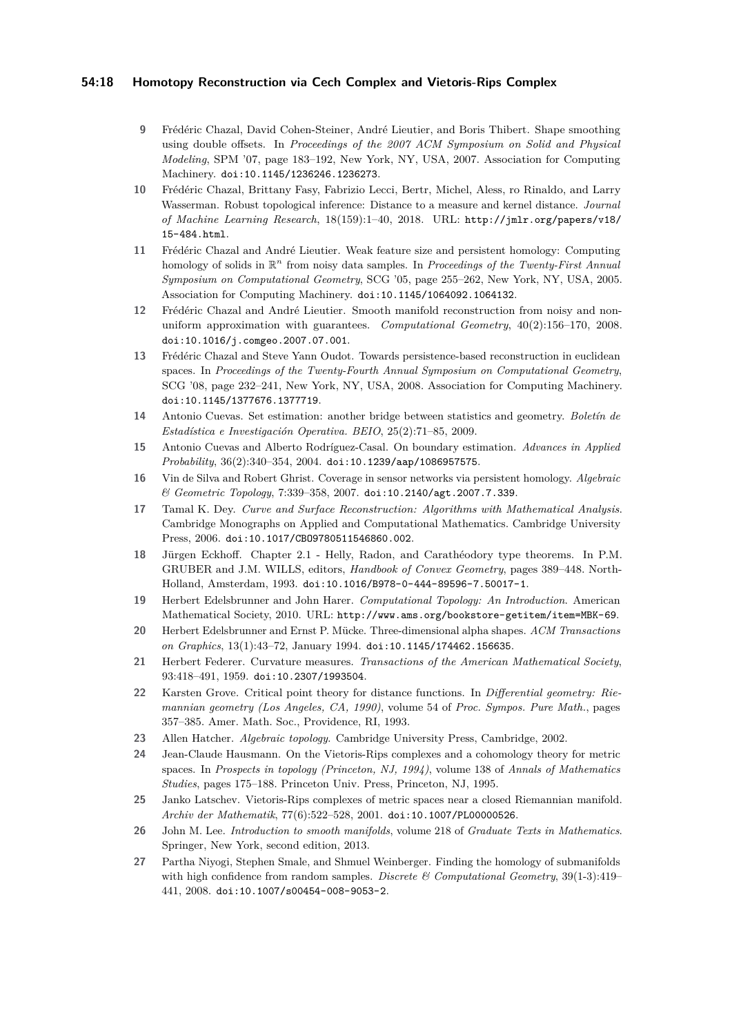9. Frédéric Chazal, David Cohen-Steiner, André Lieutier, and Boris Thibert. Shape smoothing using double offsets. In *Proceedings of the 2007 ACM Symposium on Solid and Physical Modeling*, SPM '07, page 183–192, New York, NY, USA, 2007. Association for Computing Machinery. doi:10.1145/1236246.1236273.
10. Frédéric Chazal, Brittany Fasy, Fabrizio Lecci, Bertr, Michel, Aless, ro Rinaldo, and Larry Wasserman. Robust topological inference: Distance to a measure and kernel distance. *Journal of Machine Learning Research*, 18(159):1–40, 2018. URL: http://jmlr.org/papers/v18/15-484.html.
11. Frédéric Chazal and André Lieutier. Weak feature size and persistent homology: Computing homology of solids in $\mathbb{R}^n$ from noisy data samples. In *Proceedings of the Twenty-First Annual Symposium on Computational Geometry*, SCG '05, page 255–262, New York, NY, USA, 2005. Association for Computing Machinery. doi:10.1145/1064092.1064132.
12. Frédéric Chazal and André Lieutier. Smooth manifold reconstruction from noisy and non-uniform approximation with guarantees. *Computational Geometry*, 40(2):156–170, 2008. doi:10.1016/j.comgeo.2007.07.001.
13. Frédéric Chazal and Steve Yann Oudot. Towards persistence-based reconstruction in euclidean spaces. In *Proceedings of the Twenty-Fourth Annual Symposium on Computational Geometry*, SCG '08, page 232–241, New York, NY, USA, 2008. Association for Computing Machinery. doi:10.1145/1377676.1377719.
14. Antonio Cuevas. Set estimation: another bridge between statistics and geometry. *Boletín de Estadística e Investigación Operativa. BEIO*, 25(2):71–85, 2009.
15. Antonio Cuevas and Alberto Rodríguez-Casal. On boundary estimation. *Advances in Applied Probability*, 36(2):340–354, 2004. doi:10.1239/aap/1086957575.
16. Vin de Silva and Robert Ghrist. Coverage in sensor networks via persistent homology. *Algebraic & Geometric Topology*, 7:339–358, 2007. doi:10.2140/agt.2007.7.339.
17. Tamal K. Dey. *Curve and Surface Reconstruction: Algorithms with Mathematical Analysis*. Cambridge Monographs on Applied and Computational Mathematics. Cambridge University Press, 2006. doi:10.1017/CBO9780511546860.002.
18. Jürgen Eckhoff. Chapter 2.1 - Helly, Radon, and Carathéodory type theorems. In P.M. GRUBER and J.M. WILLS, editors, *Handbook of Convex Geometry*, pages 389–448. North-Holland, Amsterdam, 1993. doi:10.1016/B978-0-444-89596-7.50017-1.
19. Herbert Edelsbrunner and John Harer. *Computational Topology: An Introduction*. American Mathematical Society, 2010. URL: http://www.ams.org/bookstore-getitem/item=MBK-69.
20. Herbert Edelsbrunner and Ernst P. Mücke. Three-dimensional alpha shapes. *ACM Transactions on Graphics*, 13(1):43–72, January 1994. doi:10.1145/174462.156635.
21. Herbert Federer. Curvature measures. *Transactions of the American Mathematical Society*, 93:418–491, 1959. doi:10.2307/1993504.
22. Karsten Grove. Critical point theory for distance functions. In *Differential geometry: Riemannian geometry (Los Angeles, CA, 1990)*, volume 54 of *Proc. Sympos. Pure Math.*, pages 357–385. Amer. Math. Soc., Providence, RI, 1993.
23. Allen Hatcher. *Algebraic topology*. Cambridge University Press, Cambridge, 2002.
24. Jean-Claude Hausmann. On the Vietoris-Rips complexes and a cohomology theory for metric spaces. In *Prospects in topology (Princeton, NJ, 1994)*, volume 138 of *Annals of Mathematics Studies*, pages 175–188. Princeton Univ. Press, Princeton, NJ, 1995.
25. Janko Latschev. Vietoris-Rips complexes of metric spaces near a closed Riemannian manifold. *Archiv der Mathematik*, 77(6):522–528, 2001. doi:10.1007/PL00000526.
26. John M. Lee. *Introduction to smooth manifolds*, volume 218 of *Graduate Texts in Mathematics*. Springer, New York, second edition, 2013.
27. Partha Niyogi, Stephen Smale, and Shmuel Weinberger. Finding the homology of submanifolds with high confidence from random samples. *Discrete & Computational Geometry*, 39(1-3):419–441, 2008. doi:10.1007/s00454-008-9053-2.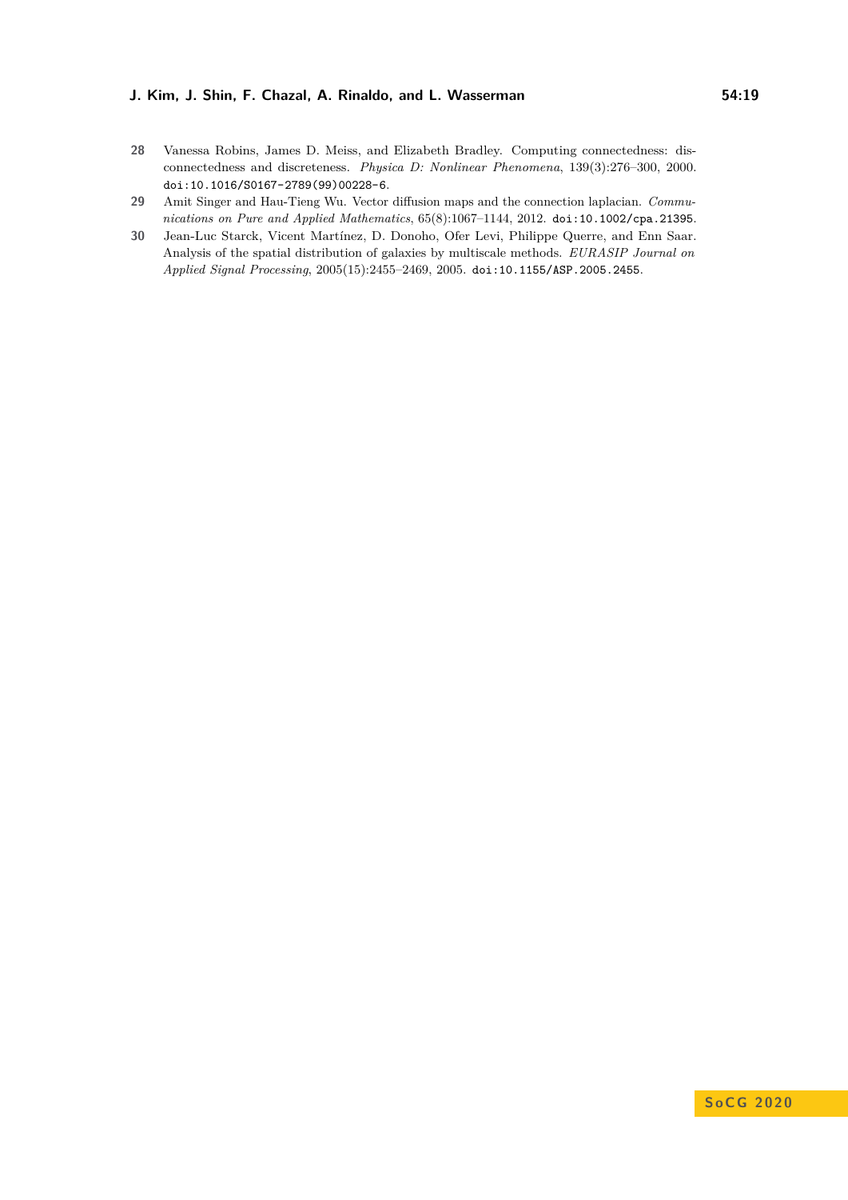28 Vanessa Robins, James D. Meiss, and Elizabeth Bradley. Computing connectedness: disconnectedness and discreteness. *Physica D: Nonlinear Phenomena*, 139(3):276–300, 2000. doi:10.1016/S0167-2789(99)00228-6.

29 Amit Singer and Hau-Tieng Wu. Vector diffusion maps and the connection laplacian. *Communications on Pure and Applied Mathematics*, 65(8):1067–1144, 2012. doi:10.1002/cpa.21395.

30 Jean-Luc Starck, Vicent Martínez, D. Donoho, Ofer Levi, Philippe Querre, and Enn Saar. Analysis of the spatial distribution of galaxies by multiscale methods. *EURASIP Journal on Applied Signal Processing*, 2005(15):2455–2469, 2005. doi:10.1155/ASP.2005.2455.